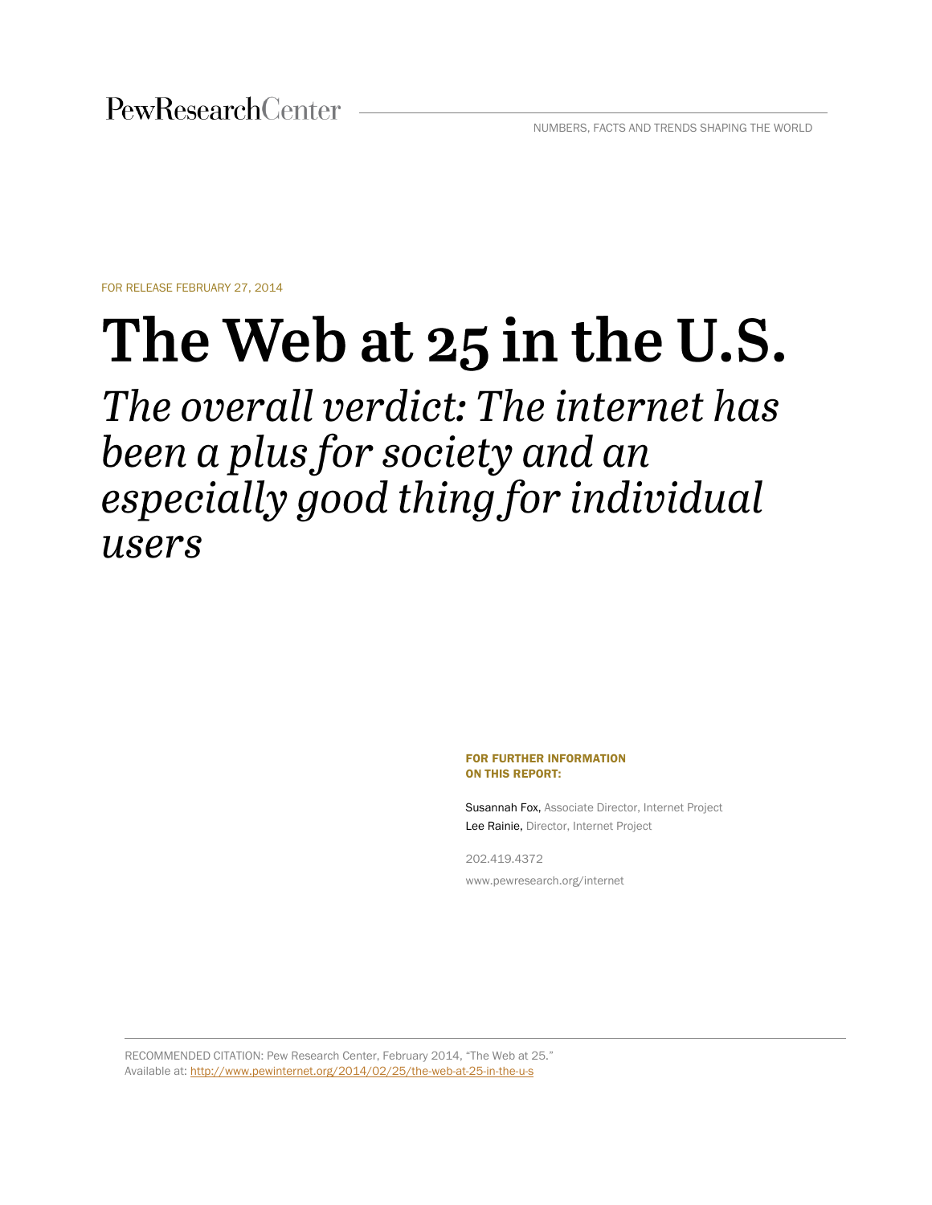PewResearchCenter

NUMBERS, FACTS AND TRENDS SHAPING THE WORLD

FOR RELEASE FEBRUARY 27, 2014

# The Web at 25 in the U.S.

## *The overall verdict: The internet has been a plus for society and an especially good thing for individual users*

**FOR FURTHER INFORMATION ON THIS REPORT:**

Susannah Fox, Associate Director, Internet Project
Lee Rainie, Director, Internet Project

202.419.4372

www.pewresearch.org/internet

RECOMMENDED CITATION: Pew Research Center, February 2014, "The Web at 25."
Available at: http://www.pewinternet.org/2014/02/25/the-web-at-25-in-the-u-s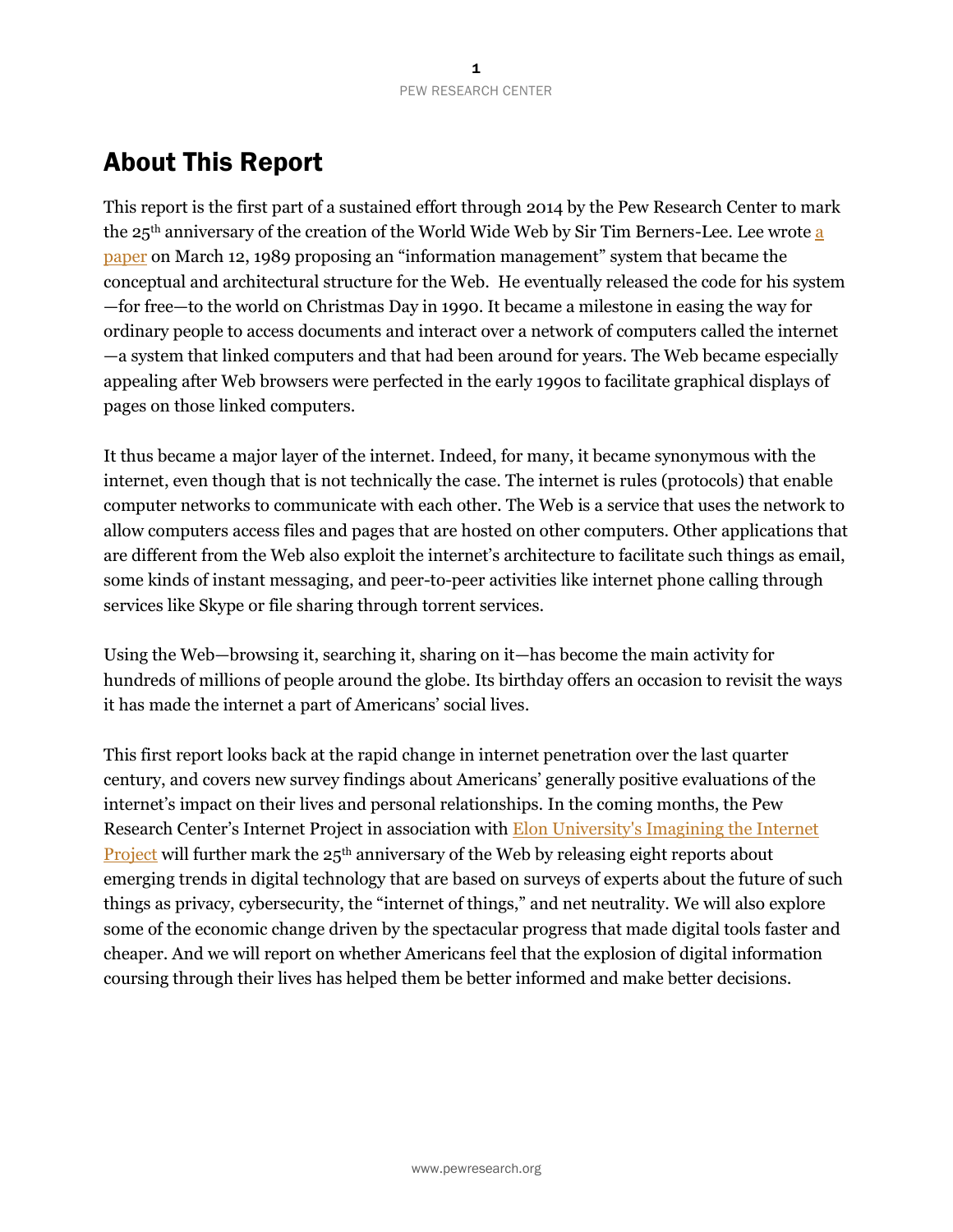# About This Report

This report is the first part of a sustained effort through 2014 by the Pew Research Center to mark the 25th anniversary of the creation of the World Wide Web by Sir Tim Berners-Lee. Lee wrote a paper on March 12, 1989 proposing an "information management" system that became the conceptual and architectural structure for the Web. He eventually released the code for his system —for free—to the world on Christmas Day in 1990. It became a milestone in easing the way for ordinary people to access documents and interact over a network of computers called the internet —a system that linked computers and that had been around for years. The Web became especially appealing after Web browsers were perfected in the early 1990s to facilitate graphical displays of pages on those linked computers.

It thus became a major layer of the internet. Indeed, for many, it became synonymous with the internet, even though that is not technically the case. The internet is rules (protocols) that enable computer networks to communicate with each other. The Web is a service that uses the network to allow computers access files and pages that are hosted on other computers. Other applications that are different from the Web also exploit the internet's architecture to facilitate such things as email, some kinds of instant messaging, and peer-to-peer activities like internet phone calling through services like Skype or file sharing through torrent services.

Using the Web—browsing it, searching it, sharing on it—has become the main activity for hundreds of millions of people around the globe. Its birthday offers an occasion to revisit the ways it has made the internet a part of Americans' social lives.

This first report looks back at the rapid change in internet penetration over the last quarter century, and covers new survey findings about Americans' generally positive evaluations of the internet's impact on their lives and personal relationships. In the coming months, the Pew Research Center's Internet Project in association with Elon University's Imagining the Internet Project will further mark the 25th anniversary of the Web by releasing eight reports about emerging trends in digital technology that are based on surveys of experts about the future of such things as privacy, cybersecurity, the "internet of things," and net neutrality. We will also explore some of the economic change driven by the spectacular progress that made digital tools faster and cheaper. And we will report on whether Americans feel that the explosion of digital information coursing through their lives has helped them be better informed and make better decisions.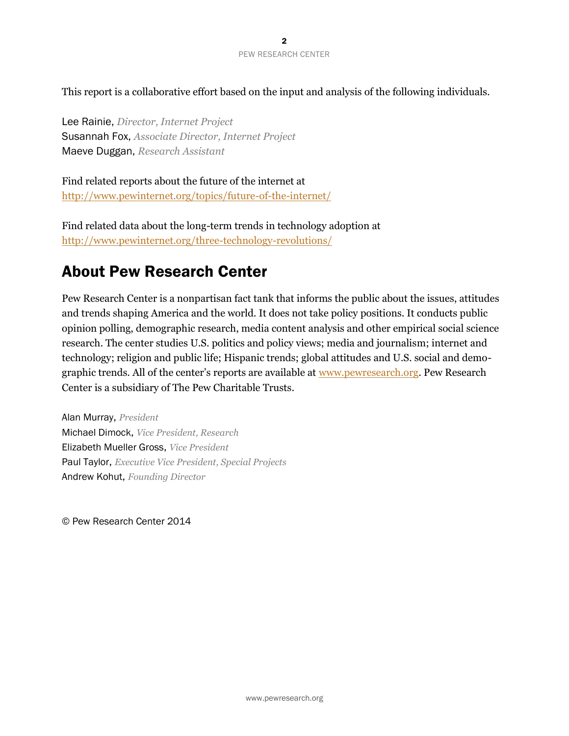This report is a collaborative effort based on the input and analysis of the following individuals.

Lee Rainie, *Director, Internet Project*
Susannah Fox, *Associate Director, Internet Project*
Maeve Duggan, *Research Assistant*

Find related reports about the future of the internet at
http://www.pewinternet.org/topics/future-of-the-internet/

Find related data about the long-term trends in technology adoption at
http://www.pewinternet.org/three-technology-revolutions/

## About Pew Research Center

Pew Research Center is a nonpartisan fact tank that informs the public about the issues, attitudes and trends shaping America and the world. It does not take policy positions. It conducts public opinion polling, demographic research, media content analysis and other empirical social science research. The center studies U.S. politics and policy views; media and journalism; internet and technology; religion and public life; Hispanic trends; global attitudes and U.S. social and demographic trends. All of the center's reports are available at www.pewresearch.org. Pew Research Center is a subsidiary of The Pew Charitable Trusts.

Alan Murray, *President*
Michael Dimock, *Vice President, Research*
Elizabeth Mueller Gross, *Vice President*
Paul Taylor, *Executive Vice President, Special Projects*
Andrew Kohut, *Founding Director*

© Pew Research Center 2014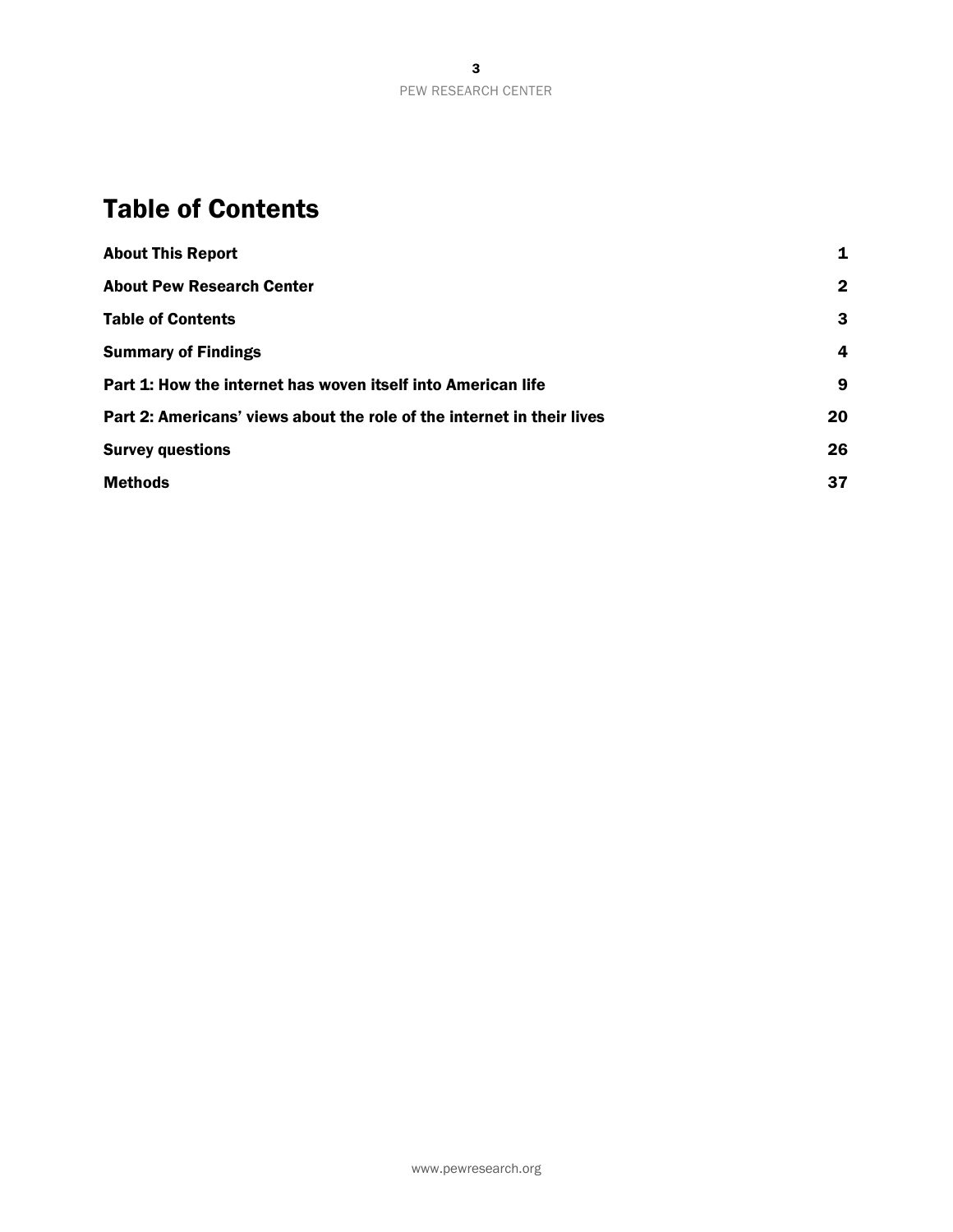# Table of Contents

| | |
|---|---|
| **About This Report** | **1** |
| **About Pew Research Center** | **2** |
| **Table of Contents** | **3** |
| **Summary of Findings** | **4** |
| **Part 1: How the internet has woven itself into American life** | **9** |
| **Part 2: Americans' views about the role of the internet in their lives** | **20** |
| **Survey questions** | **26** |
| **Methods** | **37** |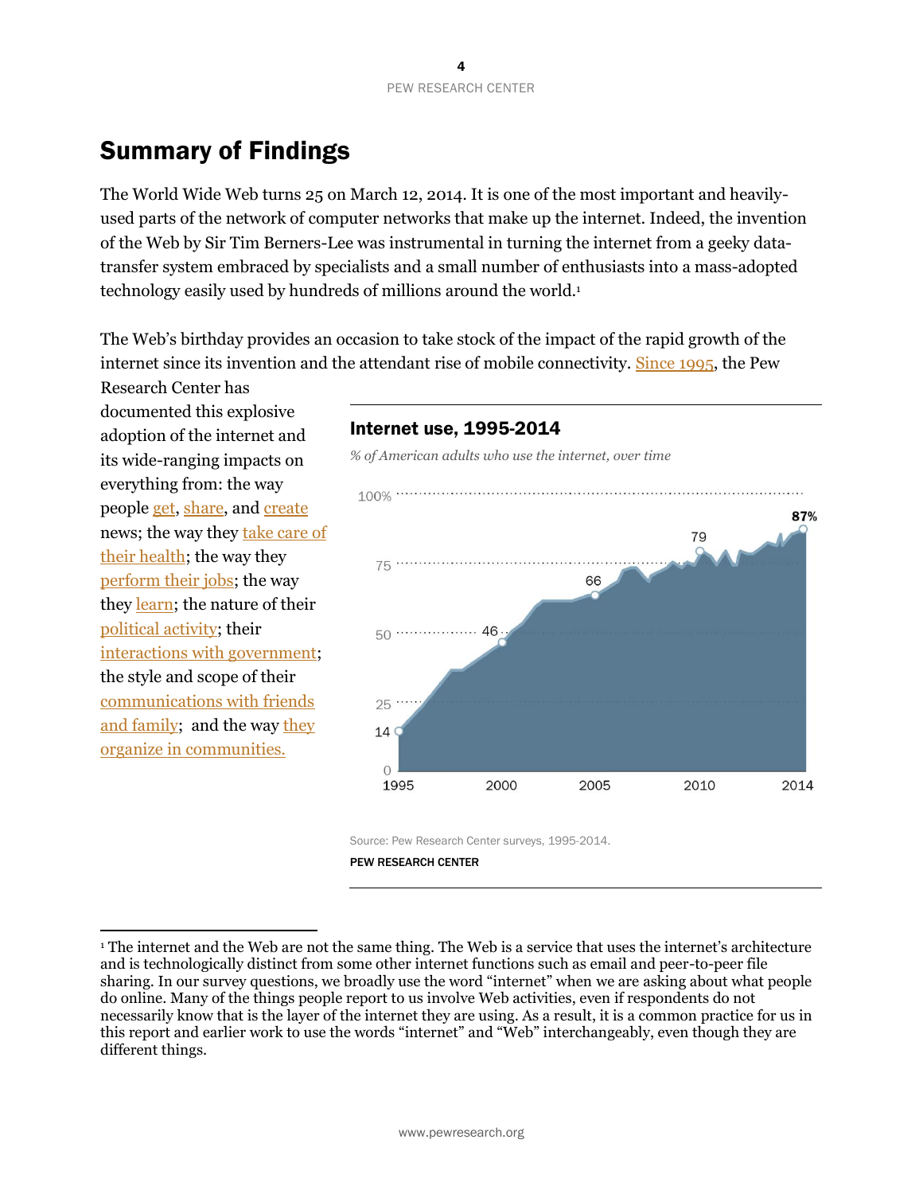# Summary of Findings

The World Wide Web turns 25 on March 12, 2014. It is one of the most important and heavily-used parts of the network of computer networks that make up the internet. Indeed, the invention of the Web by Sir Tim Berners-Lee was instrumental in turning the internet from a geeky data-transfer system embraced by specialists and a small number of enthusiasts into a mass-adopted technology easily used by hundreds of millions around the world.[1]

The Web's birthday provides an occasion to take stock of the impact of the rapid growth of the internet since its invention and the attendant rise of mobile connectivity. Since 1995, the Pew Research Center has documented this explosive adoption of the internet and its wide-ranging impacts on everything from: the way people get, share, and create news; the way they take care of their health; the way they perform their jobs; the way they learn; the nature of their political activity; their interactions with government; the style and scope of their communications with friends and family; and the way they organize in communities.

**Internet use, 1995-2014**

*% of American adults who use the internet, over time*

| Year | % |
|---|---|
| 1995 | 14 |
| 2000 | 46 |
| 2005 | 66 |
| 2010 | 79 |
| 2014 | 87% |

Source: Pew Research Center surveys, 1995-2014.

PEW RESEARCH CENTER

---

[1] The internet and the Web are not the same thing. The Web is a service that uses the internet's architecture and is technologically distinct from some other internet functions such as email and peer-to-peer file sharing. In our survey questions, we broadly use the word "internet" when we are asking about what people do online. Many of the things people report to us involve Web activities, even if respondents do not necessarily know that is the layer of the internet they are using. As a result, it is a common practice for us in this report and earlier work to use the words "internet" and "Web" interchangeably, even though they are different things.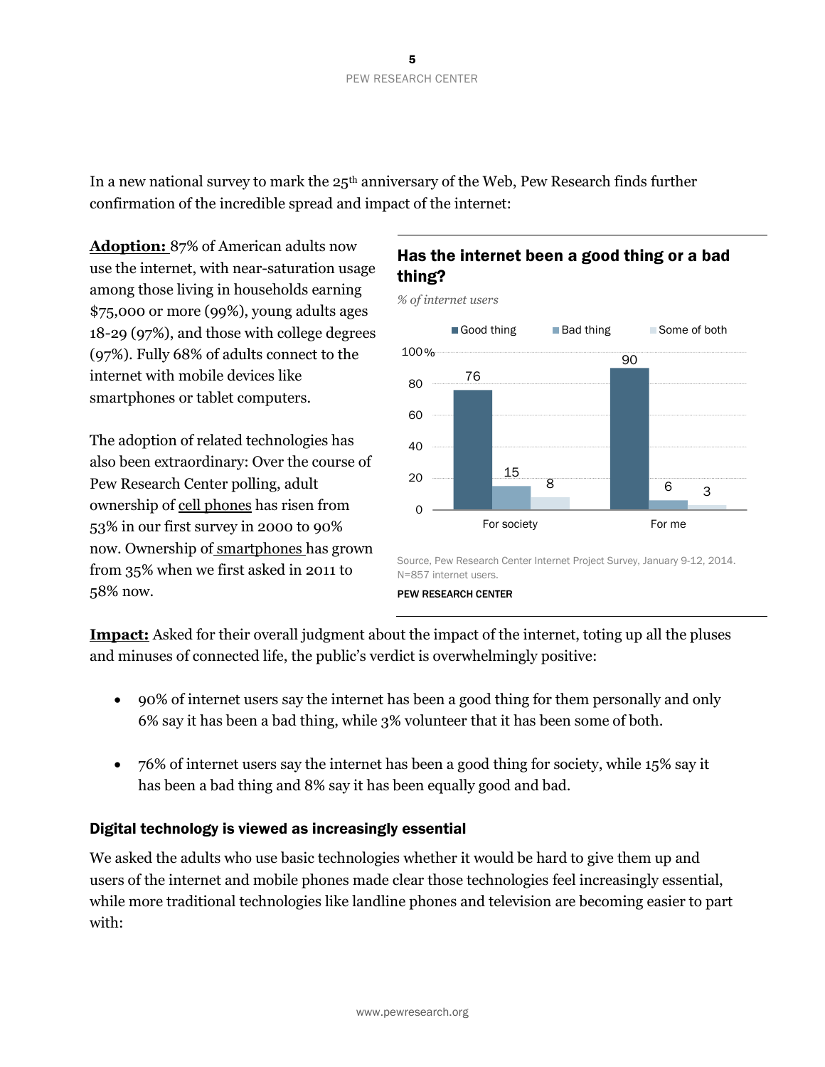In a new national survey to mark the 25th anniversary of the Web, Pew Research finds further confirmation of the incredible spread and impact of the internet:

**Adoption:** 87% of American adults now use the internet, with near-saturation usage among those living in households earning $75,000 or more (99%), young adults ages 18-29 (97%), and those with college degrees (97%). Fully 68% of adults connect to the internet with mobile devices like smartphones or tablet computers.

The adoption of related technologies has also been extraordinary: Over the course of Pew Research Center polling, adult ownership of cell phones has risen from 53% in our first survey in 2000 to 90% now. Ownership of smartphones has grown from 35% when we first asked in 2011 to 58% now.

### Has the internet been a good thing or a bad thing?

*% of internet users*

| | Good thing | Bad thing | Some of both |
|---|---|---|---|
| For society | 76 | 15 | 8 |
| For me | 90 | 6 | 3 |

Source, Pew Research Center Internet Project Survey, January 9-12, 2014. N=857 internet users.

PEW RESEARCH CENTER

**Impact:** Asked for their overall judgment about the impact of the internet, toting up all the pluses and minuses of connected life, the public's verdict is overwhelmingly positive:

- 90% of internet users say the internet has been a good thing for them personally and only 6% say it has been a bad thing, while 3% volunteer that it has been some of both.
- 76% of internet users say the internet has been a good thing for society, while 15% say it has been a bad thing and 8% say it has been equally good and bad.

### Digital technology is viewed as increasingly essential

We asked the adults who use basic technologies whether it would be hard to give them up and users of the internet and mobile phones made clear those technologies feel increasingly essential, while more traditional technologies like landline phones and television are becoming easier to part with: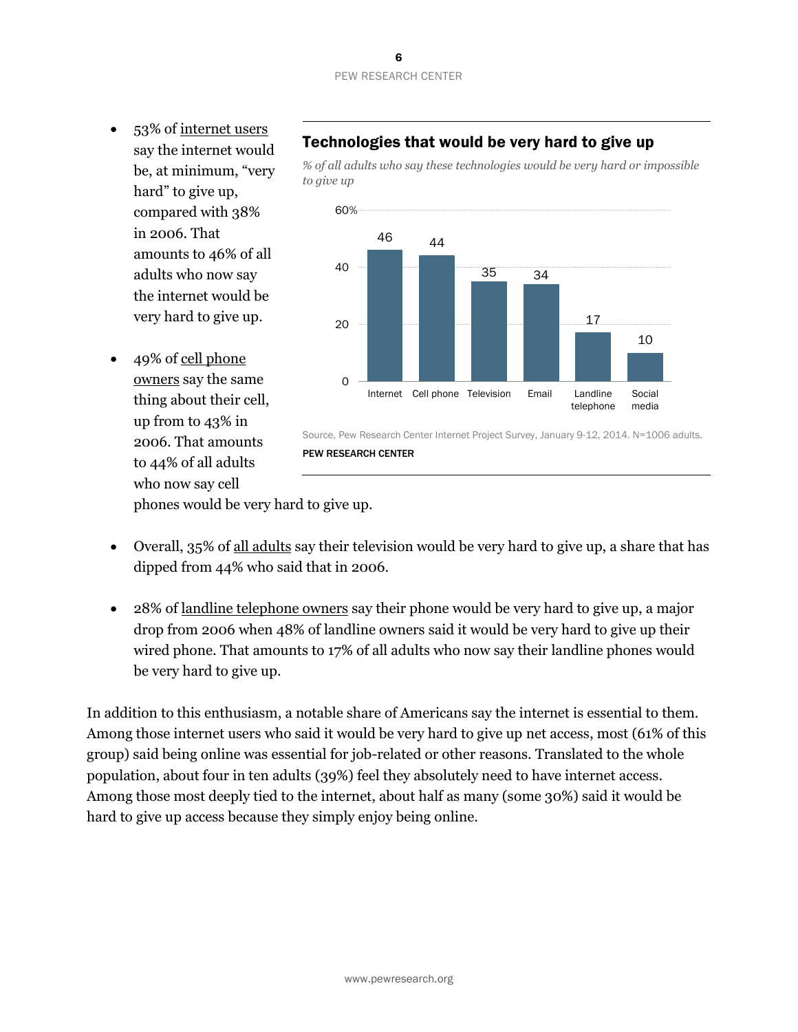- 53% of internet users say the internet would be, at minimum, "very hard" to give up, compared with 38% in 2006. That amounts to 46% of all adults who now say the internet would be very hard to give up.

- 49% of cell phone owners say the same thing about their cell, up from to 43% in 2006. That amounts to 44% of all adults who now say cell phones would be very hard to give up.

**Technologies that would be very hard to give up**

*% of all adults who say these technologies would be very hard or impossible to give up*

| Internet | Cell phone | Television | Email | Landline telephone | Social media |
|---|---|---|---|---|---|
| 46 | 44 | 35 | 34 | 17 | 10 |

Source, Pew Research Center Internet Project Survey, January 9-12, 2014. N=1006 adults.

PEW RESEARCH CENTER

- Overall, 35% of all adults say their television would be very hard to give up, a share that has dipped from 44% who said that in 2006.

- 28% of landline telephone owners say their phone would be very hard to give up, a major drop from 2006 when 48% of landline owners said it would be very hard to give up their wired phone. That amounts to 17% of all adults who now say their landline phones would be very hard to give up.

In addition to this enthusiasm, a notable share of Americans say the internet is essential to them. Among those internet users who said it would be very hard to give up net access, most (61% of this group) said being online was essential for job-related or other reasons. Translated to the whole population, about four in ten adults (39%) feel they absolutely need to have internet access. Among those most deeply tied to the internet, about half as many (some 30%) said it would be hard to give up access because they simply enjoy being online.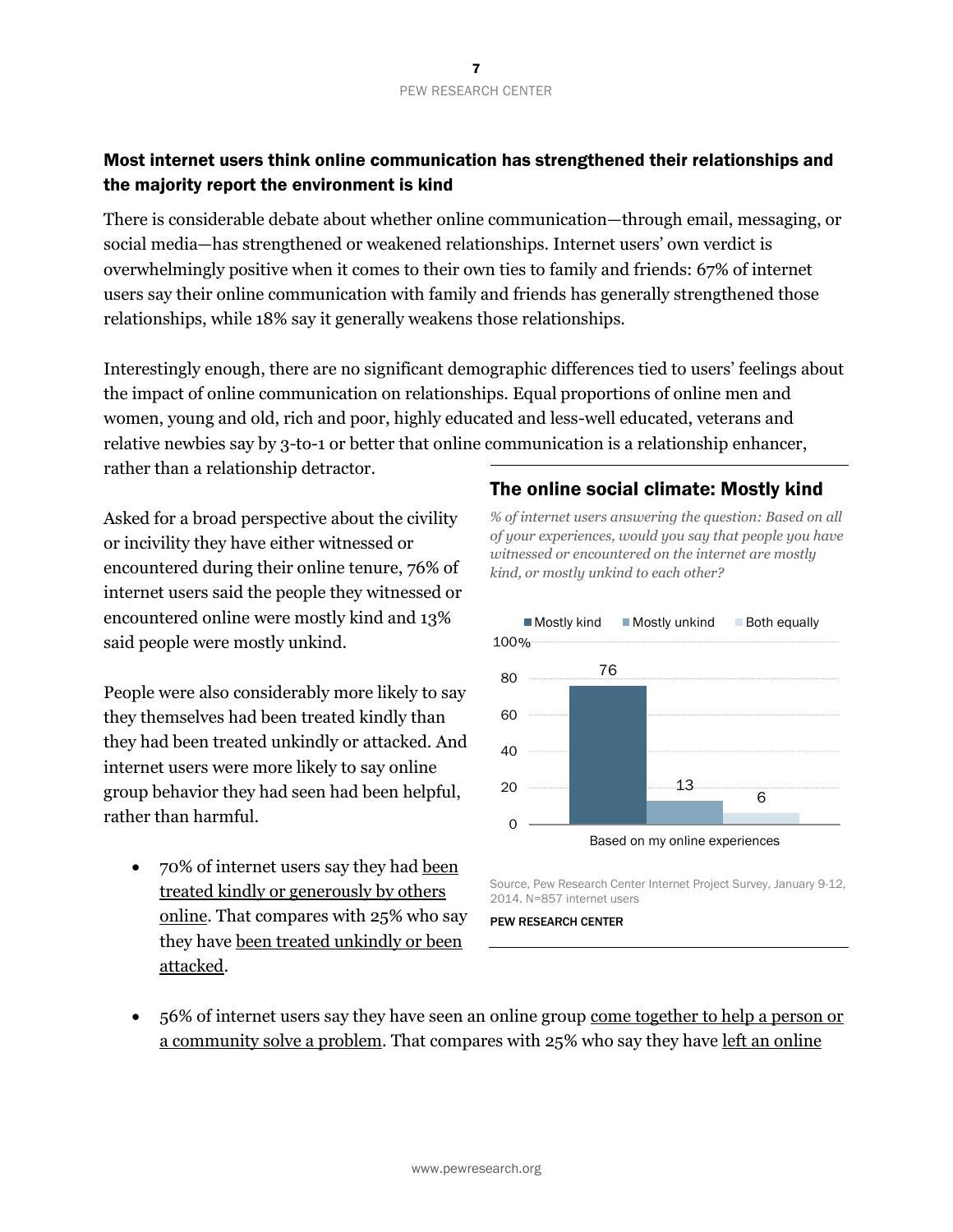## Most internet users think online communication has strengthened their relationships and the majority report the environment is kind

There is considerable debate about whether online communication—through email, messaging, or social media—has strengthened or weakened relationships. Internet users' own verdict is overwhelmingly positive when it comes to their own ties to family and friends: 67% of internet users say their online communication with family and friends has generally strengthened those relationships, while 18% say it generally weakens those relationships.

Interestingly enough, there are no significant demographic differences tied to users' feelings about the impact of online communication on relationships. Equal proportions of online men and women, young and old, rich and poor, highly educated and less-well educated, veterans and relative newbies say by 3-to-1 or better that online communication is a relationship enhancer, rather than a relationship detractor.

Asked for a broad perspective about the civility or incivility they have either witnessed or encountered during their online tenure, 76% of internet users said the people they witnessed or encountered online were mostly kind and 13% said people were mostly unkind.

People were also considerably more likely to say they themselves had been treated kindly than they had been treated unkindly or attacked. And internet users were more likely to say online group behavior they had seen had been helpful, rather than harmful.

### The online social climate: Mostly kind

*% of internet users answering the question: Based on all of your experiences, would you say that people you have witnessed or encountered on the internet are mostly kind, or mostly unkind to each other?*

| | Mostly kind | Mostly unkind | Both equally |
|---|---|---|---|
| Based on my online experiences | 76 | 13 | 6 |

Source, Pew Research Center Internet Project Survey, January 9-12, 2014. N=857 internet users

PEW RESEARCH CENTER

- 70% of internet users say they had been treated kindly or generously by others online. That compares with 25% who say they have been treated unkindly or been attacked.
- 56% of internet users say they have seen an online group come together to help a person or a community solve a problem. That compares with 25% who say they have left an online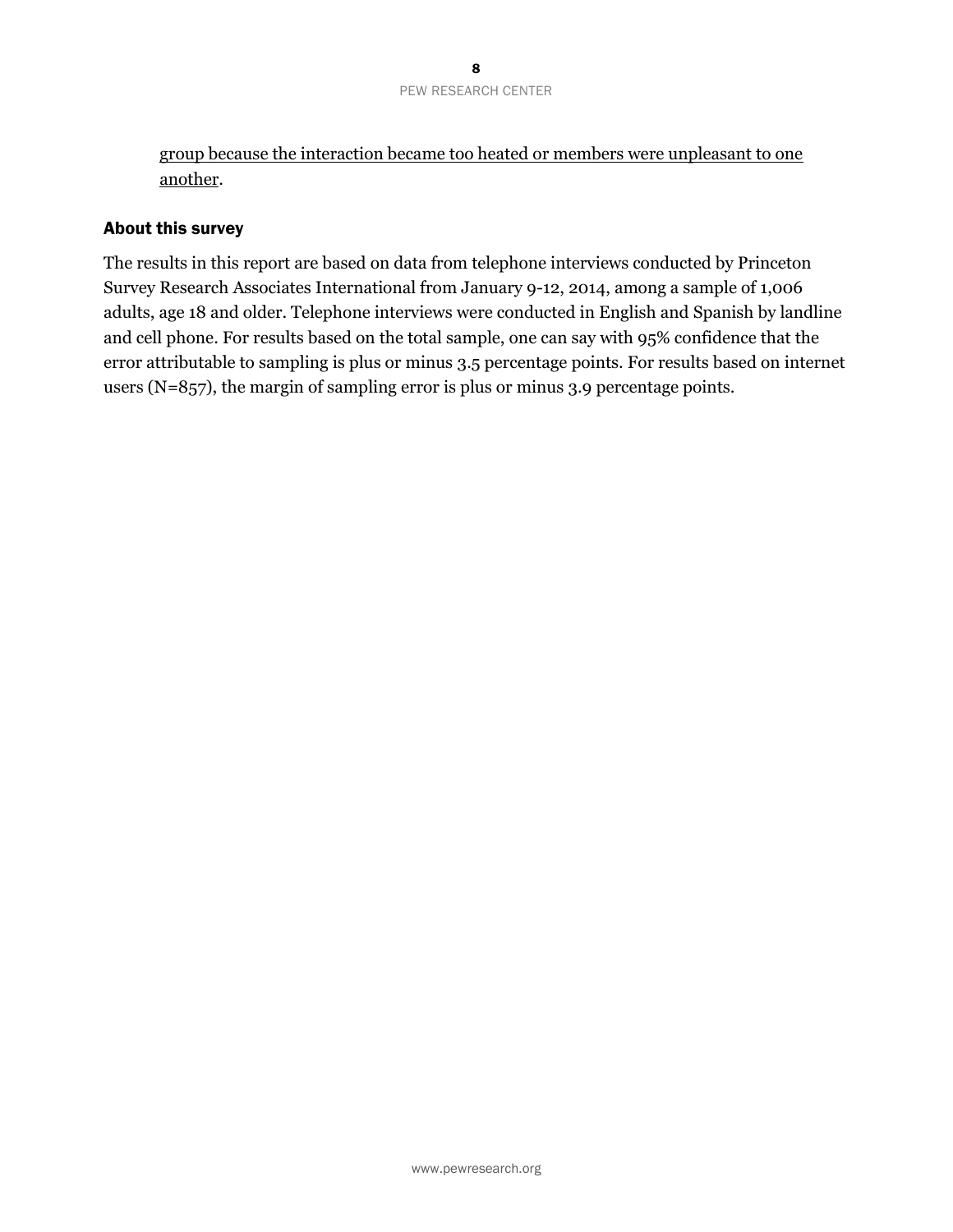group because the interaction became too heated or members were unpleasant to one another.

## About this survey

The results in this report are based on data from telephone interviews conducted by Princeton Survey Research Associates International from January 9-12, 2014, among a sample of 1,006 adults, age 18 and older. Telephone interviews were conducted in English and Spanish by landline and cell phone. For results based on the total sample, one can say with 95% confidence that the error attributable to sampling is plus or minus 3.5 percentage points. For results based on internet users (N=857), the margin of sampling error is plus or minus 3.9 percentage points.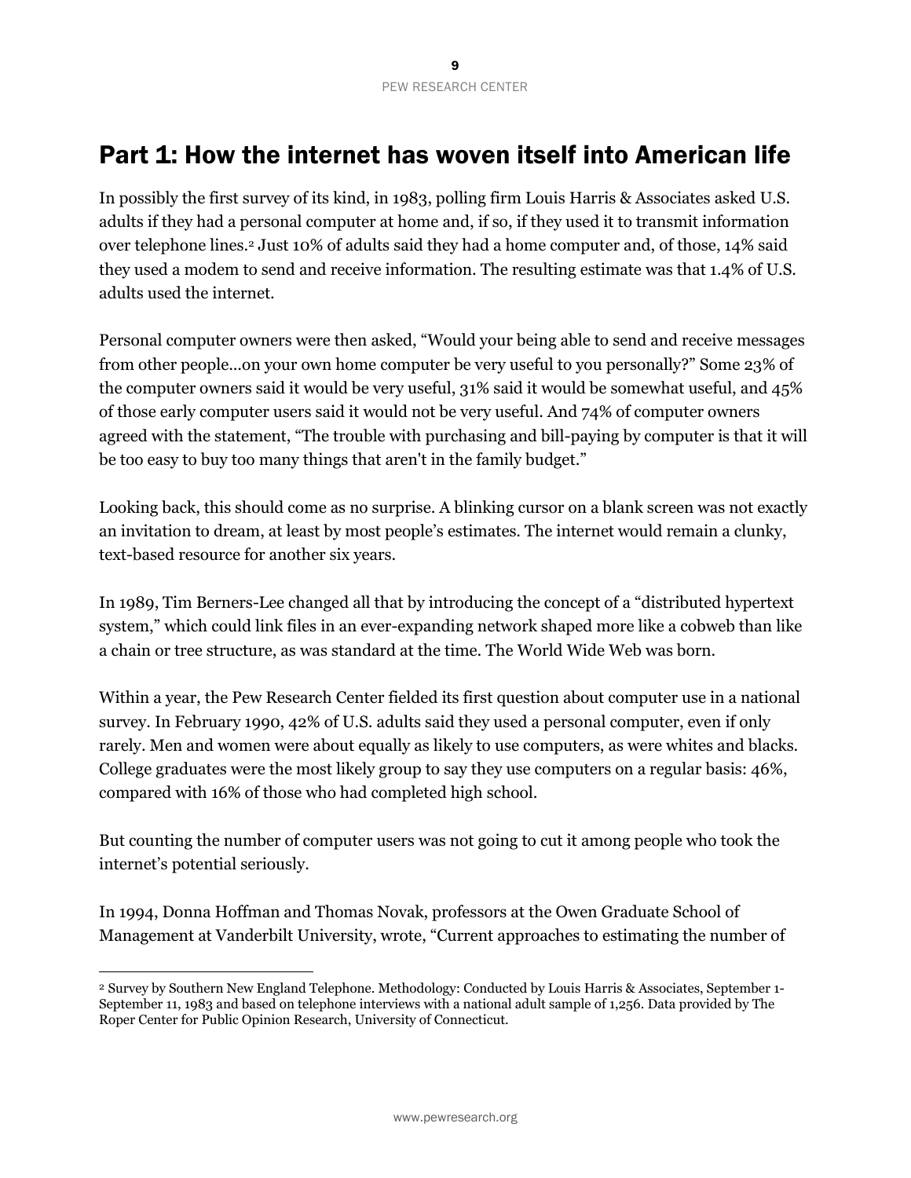# Part 1: How the internet has woven itself into American life

In possibly the first survey of its kind, in 1983, polling firm Louis Harris & Associates asked U.S. adults if they had a personal computer at home and, if so, if they used it to transmit information over telephone lines.[2] Just 10% of adults said they had a home computer and, of those, 14% said they used a modem to send and receive information. The resulting estimate was that 1.4% of U.S. adults used the internet.

Personal computer owners were then asked, "Would your being able to send and receive messages from other people…on your own home computer be very useful to you personally?" Some 23% of the computer owners said it would be very useful, 31% said it would be somewhat useful, and 45% of those early computer users said it would not be very useful. And 74% of computer owners agreed with the statement, "The trouble with purchasing and bill-paying by computer is that it will be too easy to buy too many things that aren't in the family budget."

Looking back, this should come as no surprise. A blinking cursor on a blank screen was not exactly an invitation to dream, at least by most people's estimates. The internet would remain a clunky, text-based resource for another six years.

In 1989, Tim Berners-Lee changed all that by introducing the concept of a "distributed hypertext system," which could link files in an ever-expanding network shaped more like a cobweb than like a chain or tree structure, as was standard at the time. The World Wide Web was born.

Within a year, the Pew Research Center fielded its first question about computer use in a national survey. In February 1990, 42% of U.S. adults said they used a personal computer, even if only rarely. Men and women were about equally as likely to use computers, as were whites and blacks. College graduates were the most likely group to say they use computers on a regular basis: 46%, compared with 16% of those who had completed high school.

But counting the number of computer users was not going to cut it among people who took the internet's potential seriously.

In 1994, Donna Hoffman and Thomas Novak, professors at the Owen Graduate School of Management at Vanderbilt University, wrote, "Current approaches to estimating the number of

---

[2] Survey by Southern New England Telephone. Methodology: Conducted by Louis Harris & Associates, September 1-September 11, 1983 and based on telephone interviews with a national adult sample of 1,256. Data provided by The Roper Center for Public Opinion Research, University of Connecticut.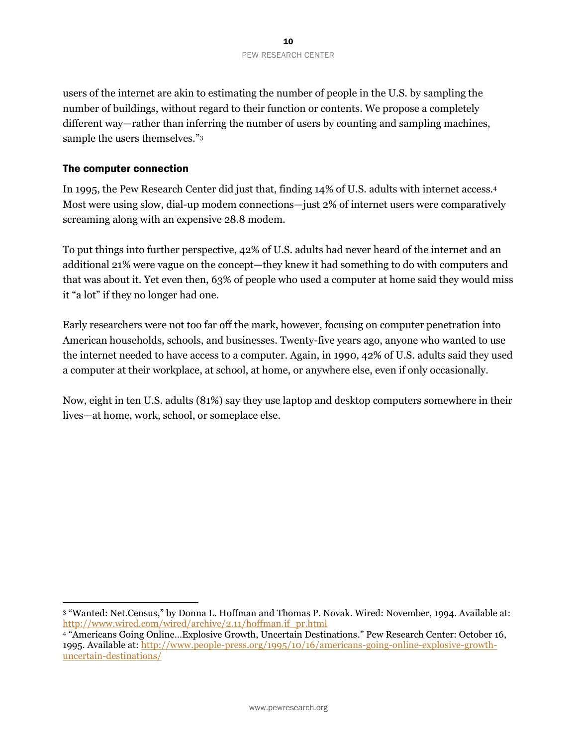users of the internet are akin to estimating the number of people in the U.S. by sampling the number of buildings, without regard to their function or contents. We propose a completely different way—rather than inferring the number of users by counting and sampling machines, sample the users themselves."[3]

## The computer connection

In 1995, the Pew Research Center did just that, finding 14% of U.S. adults with internet access.[4] Most were using slow, dial-up modem connections—just 2% of internet users were comparatively screaming along with an expensive 28.8 modem.

To put things into further perspective, 42% of U.S. adults had never heard of the internet and an additional 21% were vague on the concept—they knew it had something to do with computers and that was about it. Yet even then, 63% of people who used a computer at home said they would miss it "a lot" if they no longer had one.

Early researchers were not too far off the mark, however, focusing on computer penetration into American households, schools, and businesses. Twenty-five years ago, anyone who wanted to use the internet needed to have access to a computer. Again, in 1990, 42% of U.S. adults said they used a computer at their workplace, at school, at home, or anywhere else, even if only occasionally.

Now, eight in ten U.S. adults (81%) say they use laptop and desktop computers somewhere in their lives—at home, work, school, or someplace else.

---

[3] "Wanted: Net.Census," by Donna L. Hoffman and Thomas P. Novak. Wired: November, 1994. Available at: http://www.wired.com/wired/archive/2.11/hoffman.if_pr.html

[4] "Americans Going Online…Explosive Growth, Uncertain Destinations." Pew Research Center: October 16, 1995. Available at: http://www.people-press.org/1995/10/16/americans-going-online-explosive-growth-uncertain-destinations/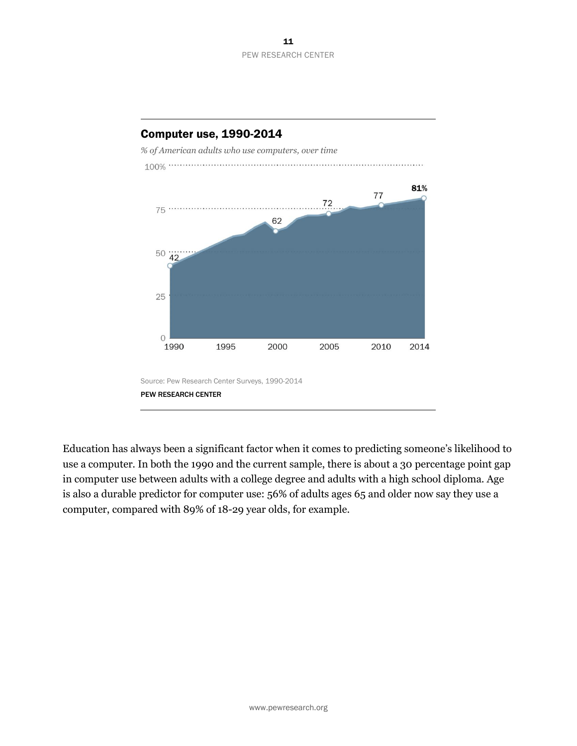## Computer use, 1990-2014

*% of American adults who use computers, over time*

| Year | % |
|---|---|
| 1990 | 42 |
| 2000 | 62 |
| 2005 | 72 |
| 2010 | 77 |
| 2014 | 81% |

Source: Pew Research Center Surveys, 1990-2014

PEW RESEARCH CENTER

Education has always been a significant factor when it comes to predicting someone's likelihood to use a computer. In both the 1990 and the current sample, there is about a 30 percentage point gap in computer use between adults with a college degree and adults with a high school diploma. Age is also a durable predictor for computer use: 56% of adults ages 65 and older now say they use a computer, compared with 89% of 18-29 year olds, for example.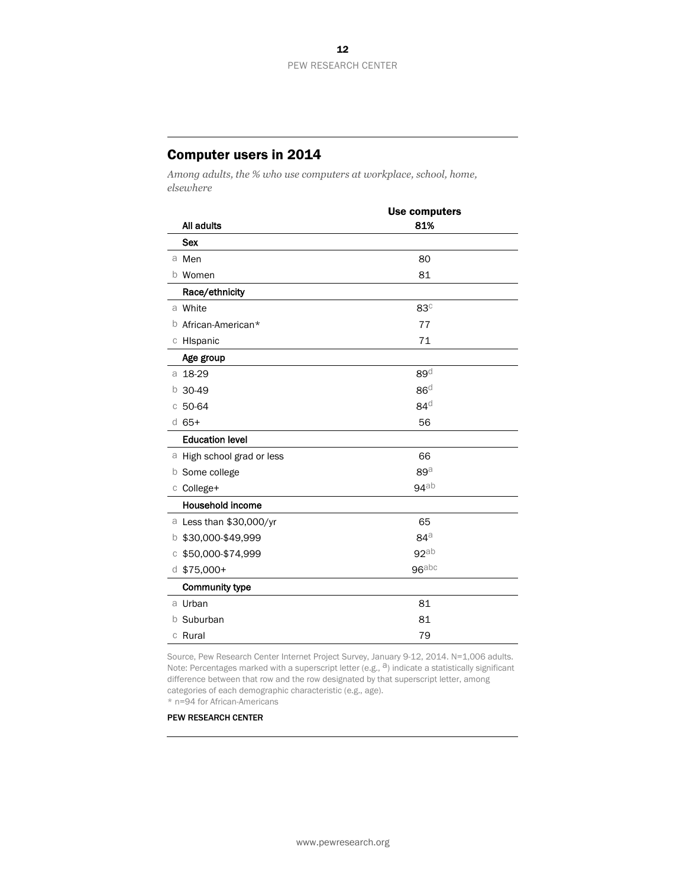## Computer users in 2014

*Among adults, the % who use computers at workplace, school, home, elsewhere*

| | | Use computers |
|---|---|---|
| | **All adults** | **81%** |
| | **Sex** | |
| a | Men | 80 |
| b | Women | 81 |
| | **Race/ethnicity** | |
| a | White | 83[c] |
| b | African-American* | 77 |
| c | HIspanic | 71 |
| | **Age group** | |
| a | 18-29 | 89[d] |
| b | 30-49 | 86[d] |
| c | 50-64 | 84[d] |
| d | 65+ | 56 |
| | **Education level** | |
| a | High school grad or less | 66 |
| b | Some college | 89[a] |
| c | College+ | 94[ab] |
| | **Household income** | |
| a | Less than $30,000/yr | 65 |
| b | $30,000-$49,999 | 84[a] |
| c | $50,000-$74,999 | 92[ab] |
| d | $75,000+ | 96[abc] |
| | **Community type** | |
| a | Urban | 81 |
| b | Suburban | 81 |
| c | Rural | 79 |

Source, Pew Research Center Internet Project Survey, January 9-12, 2014. N=1,006 adults.
Note: Percentages marked with a superscript letter (e.g., [a]) indicate a statistically significant difference between that row and the row designated by that superscript letter, among categories of each demographic characteristic (e.g., age).
* n=94 for African-Americans

PEW RESEARCH CENTER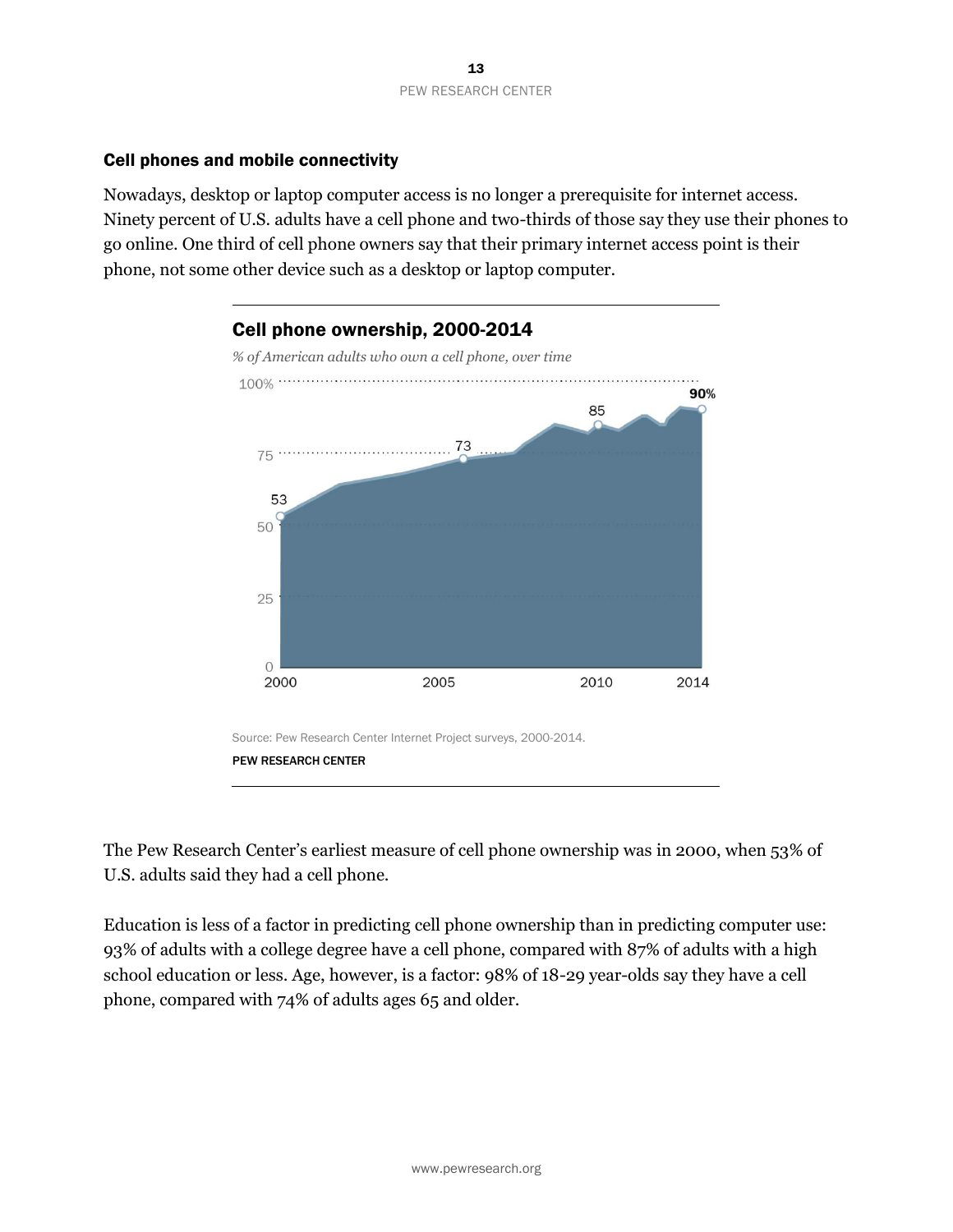### Cell phones and mobile connectivity

Nowadays, desktop or laptop computer access is no longer a prerequisite for internet access. Ninety percent of U.S. adults have a cell phone and two-thirds of those say they use their phones to go online. One third of cell phone owners say that their primary internet access point is their phone, not some other device such as a desktop or laptop computer.

**Cell phone ownership, 2000-2014**

*% of American adults who own a cell phone, over time*

100%

90%

85

75

73

53

50

25

0

2000 2005 2010 2014

Source: Pew Research Center Internet Project surveys, 2000-2014.

PEW RESEARCH CENTER

The Pew Research Center's earliest measure of cell phone ownership was in 2000, when 53% of U.S. adults said they had a cell phone.

Education is less of a factor in predicting cell phone ownership than in predicting computer use: 93% of adults with a college degree have a cell phone, compared with 87% of adults with a high school education or less. Age, however, is a factor: 98% of 18-29 year-olds say they have a cell phone, compared with 74% of adults ages 65 and older.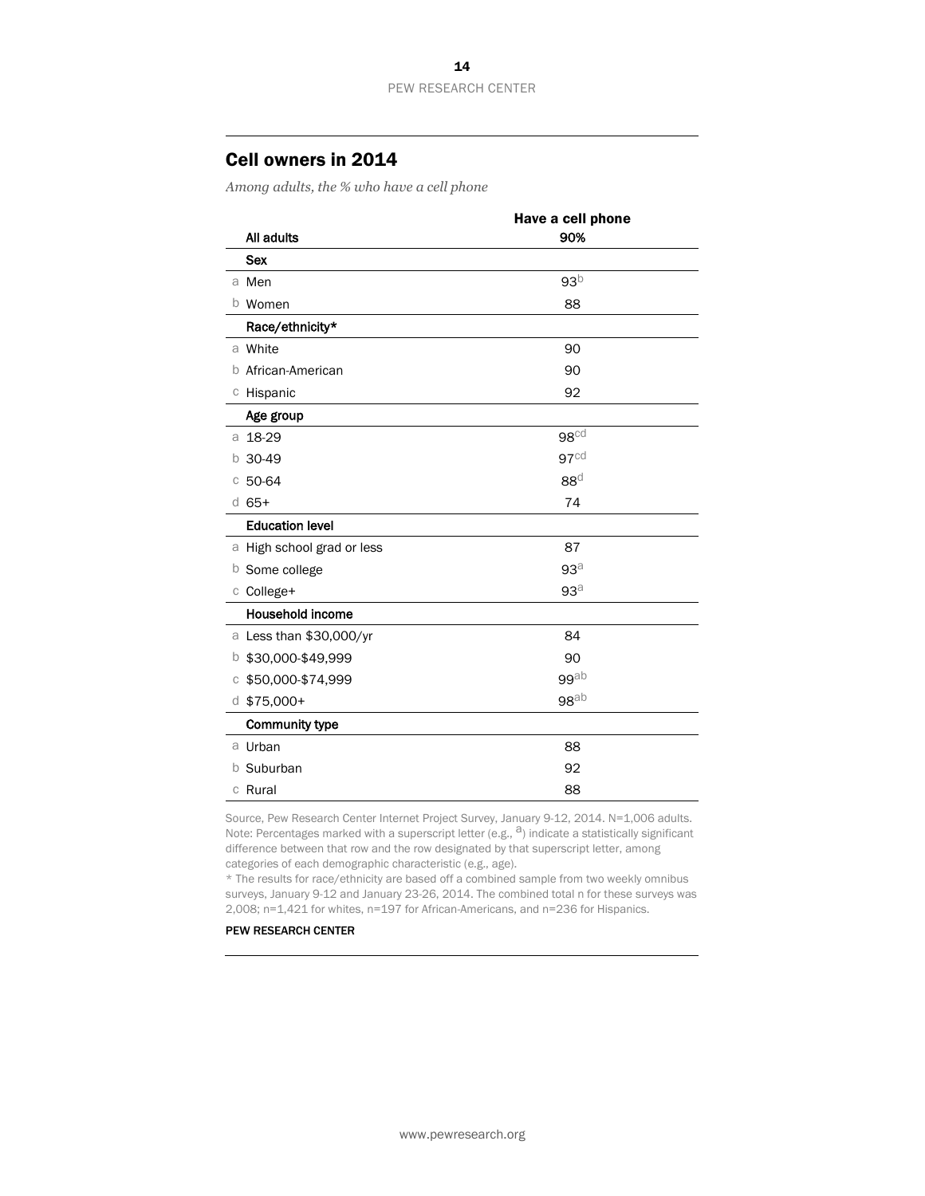## Cell owners in 2014

*Among adults, the % who have a cell phone*

| | | Have a cell phone |
|---|---|---|
| | **All adults** | **90%** |
| | **Sex** | |
| a | Men | 93[b] |
| b | Women | 88 |
| | **Race/ethnicity*** | |
| a | White | 90 |
| b | African-American | 90 |
| c | Hispanic | 92 |
| | **Age group** | |
| a | 18-29 | 98[cd] |
| b | 30-49 | 97[cd] |
| c | 50-64 | 88[d] |
| d | 65+ | 74 |
| | **Education level** | |
| a | High school grad or less | 87 |
| b | Some college | 93[a] |
| c | College+ | 93[a] |
| | **Household income** | |
| a | Less than $30,000/yr | 84 |
| b | $30,000-$49,999 | 90 |
| c | $50,000-$74,999 | 99[ab] |
| d | $75,000+ | 98[ab] |
| | **Community type** | |
| a | Urban | 88 |
| b | Suburban | 92 |
| c | Rural | 88 |

Source, Pew Research Center Internet Project Survey, January 9-12, 2014. N=1,006 adults.
Note: Percentages marked with a superscript letter (e.g., [a]) indicate a statistically significant difference between that row and the row designated by that superscript letter, among categories of each demographic characteristic (e.g., age).
* The results for race/ethnicity are based off a combined sample from two weekly omnibus surveys, January 9-12 and January 23-26, 2014. The combined total n for these surveys was 2,008; n=1,421 for whites, n=197 for African-Americans, and n=236 for Hispanics.

PEW RESEARCH CENTER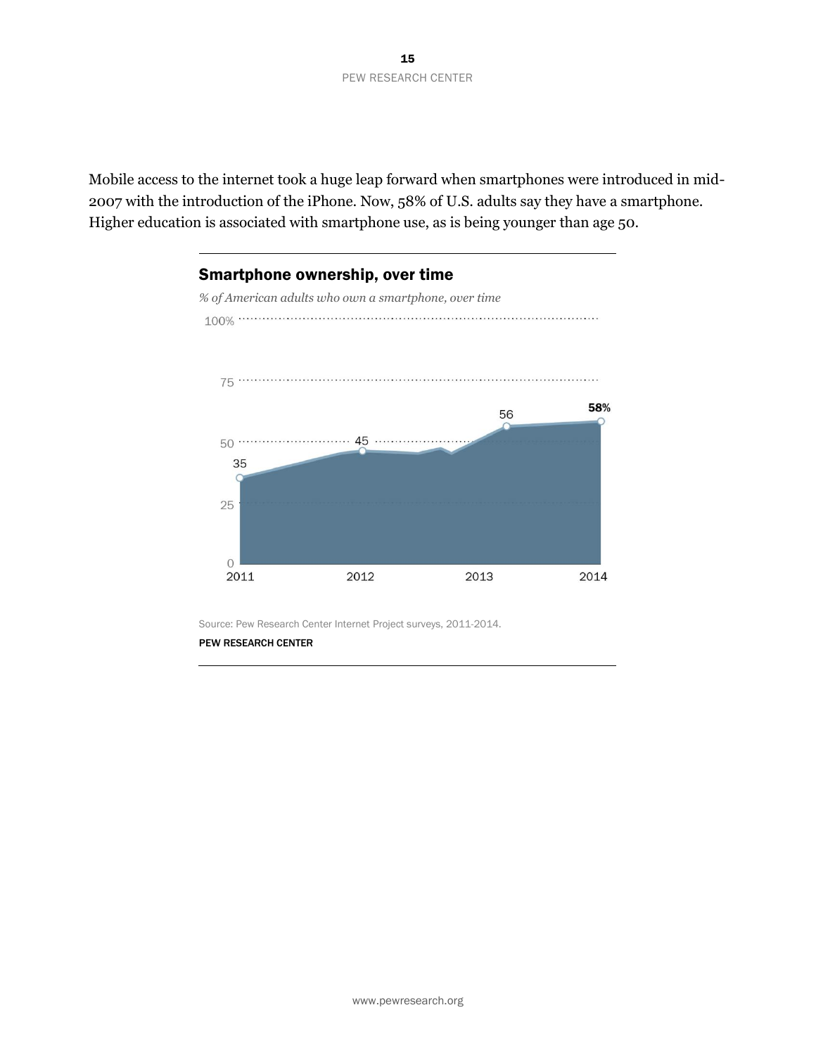Mobile access to the internet took a huge leap forward when smartphones were introduced in mid-2007 with the introduction of the iPhone. Now, 58% of U.S. adults say they have a smartphone. Higher education is associated with smartphone use, as is being younger than age 50.

**Smartphone ownership, over time**

*% of American adults who own a smartphone, over time*

| Year | % |
|---|---|
| 2011 | 35 |
| 2012 | 45 |
| 2013 | 56 |
| 2014 | 58% |

Source: Pew Research Center Internet Project surveys, 2011-2014.

PEW RESEARCH CENTER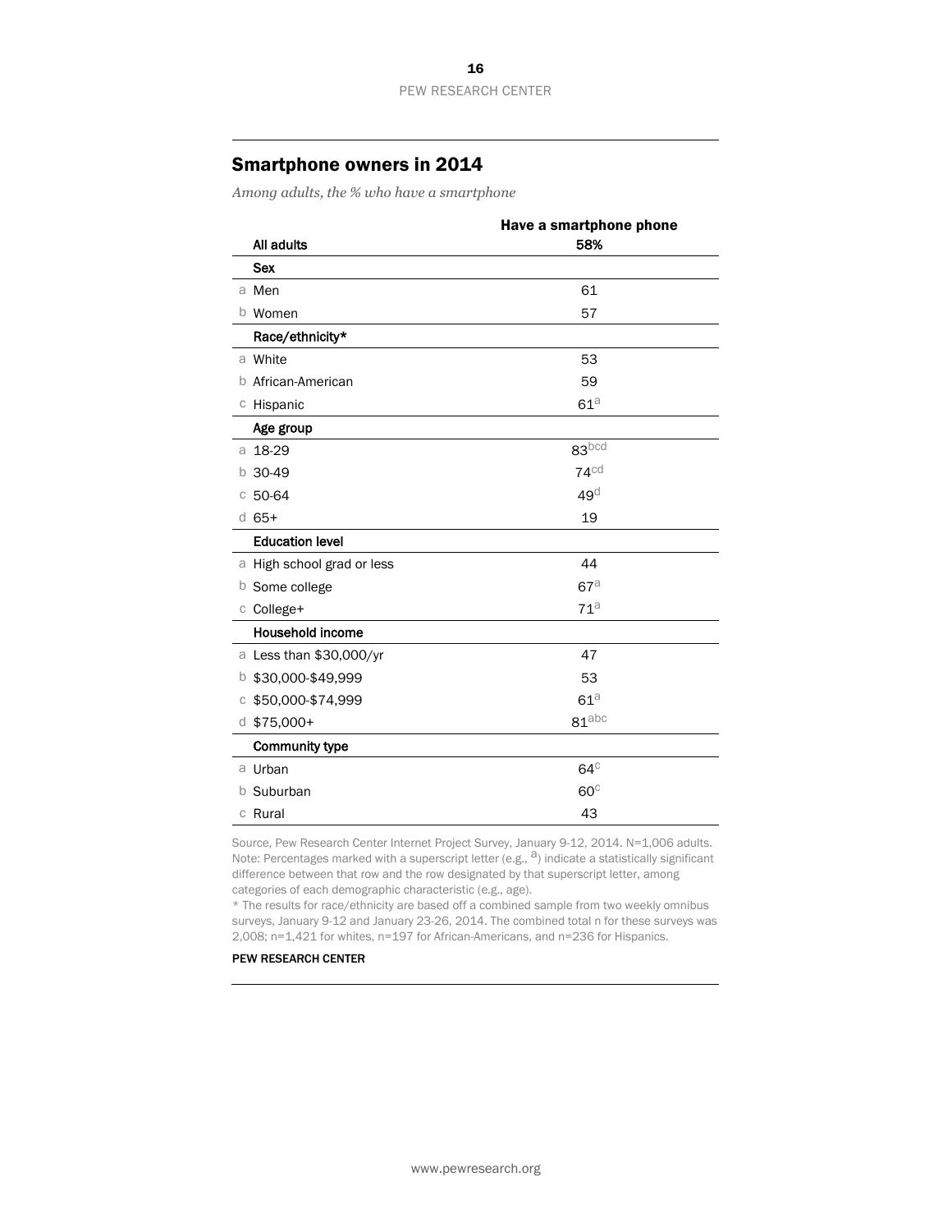## Smartphone owners in 2014

*Among adults, the % who have a smartphone*

| | | Have a smartphone phone |
|---|---|---|
| | **All adults** | **58%** |
| | **Sex** | |
| a | Men | 61 |
| b | Women | 57 |
| | **Race/ethnicity*** | |
| a | White | 53 |
| b | African-American | 59 |
| c | Hispanic | 61[a] |
| | **Age group** | |
| a | 18-29 | 83[bcd] |
| b | 30-49 | 74[cd] |
| c | 50-64 | 49[d] |
| d | 65+ | 19 |
| | **Education level** | |
| a | High school grad or less | 44 |
| b | Some college | 67[a] |
| c | College+ | 71[a] |
| | **Household income** | |
| a | Less than $30,000/yr | 47 |
| b | $30,000-$49,999 | 53 |
| c | $50,000-$74,999 | 61[a] |
| d | $75,000+ | 81[abc] |
| | **Community type** | |
| a | Urban | 64[c] |
| b | Suburban | 60[c] |
| c | Rural | 43 |

Source, Pew Research Center Internet Project Survey, January 9-12, 2014. N=1,006 adults.
Note: Percentages marked with a superscript letter (e.g., [a]) indicate a statistically significant difference between that row and the row designated by that superscript letter, among categories of each demographic characteristic (e.g., age).
* The results for race/ethnicity are based off a combined sample from two weekly omnibus surveys, January 9-12 and January 23-26, 2014. The combined total n for these surveys was 2,008; n=1,421 for whites, n=197 for African-Americans, and n=236 for Hispanics.

PEW RESEARCH CENTER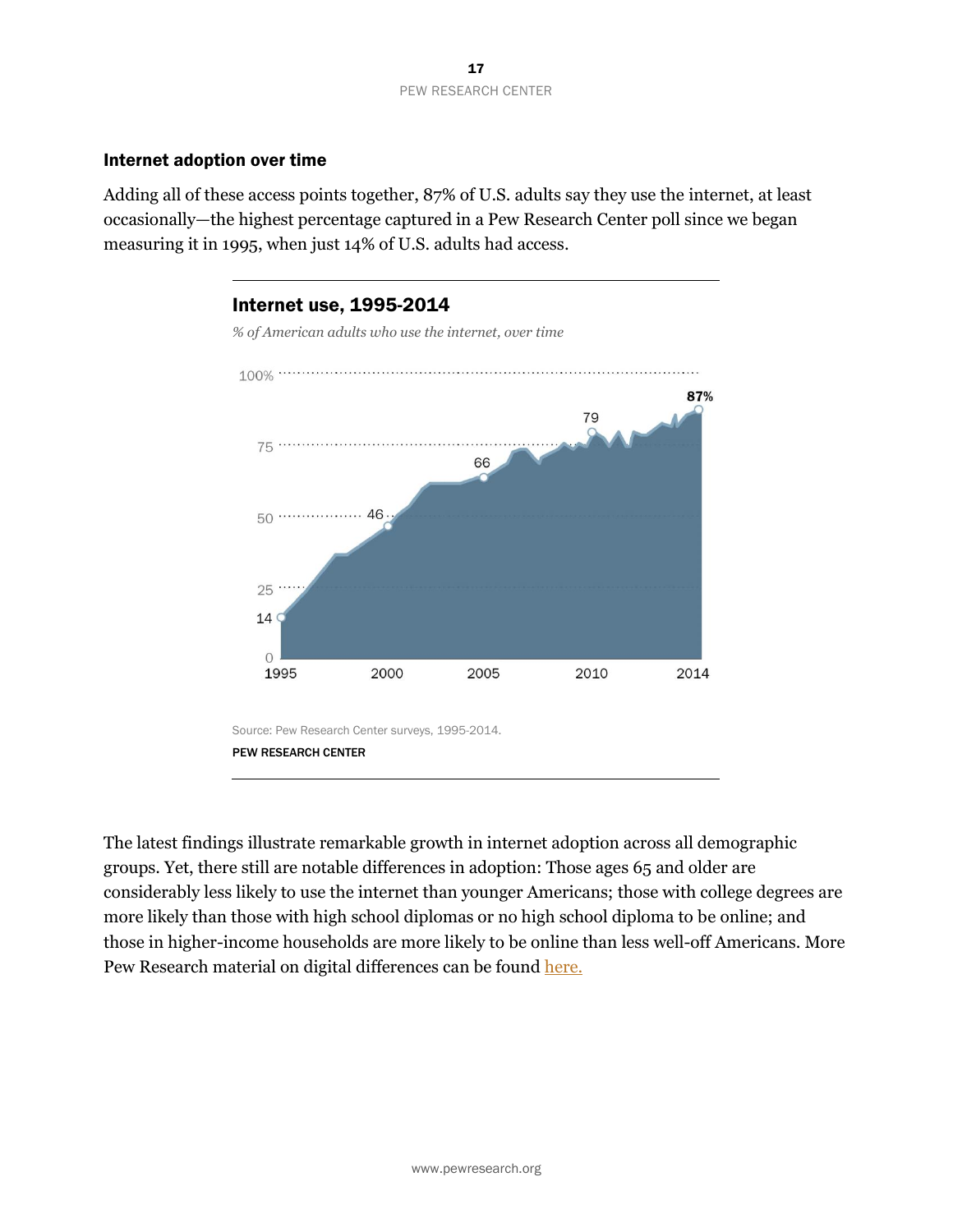### Internet adoption over time

Adding all of these access points together, 87% of U.S. adults say they use the internet, at least occasionally—the highest percentage captured in a Pew Research Center poll since we began measuring it in 1995, when just 14% of U.S. adults had access.

**Internet use, 1995-2014**

*% of American adults who use the internet, over time*

Source: Pew Research Center surveys, 1995-2014.

PEW RESEARCH CENTER

The latest findings illustrate remarkable growth in internet adoption across all demographic groups. Yet, there still are notable differences in adoption: Those ages 65 and older are considerably less likely to use the internet than younger Americans; those with college degrees are more likely than those with high school diplomas or no high school diploma to be online; and those in higher-income households are more likely to be online than less well-off Americans. More Pew Research material on digital differences can be found here.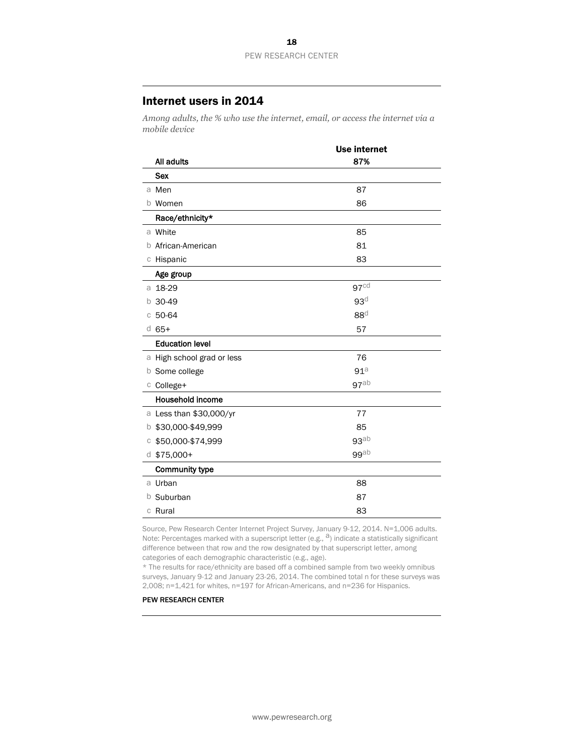## Internet users in 2014

*Among adults, the % who use the internet, email, or access the internet via a mobile device*

| | | Use internet |
|---|---|---|
| | **All adults** | **87%** |
| | **Sex** | |
| a | Men | 87 |
| b | Women | 86 |
| | **Race/ethnicity*** | |
| a | White | 85 |
| b | African-American | 81 |
| c | Hispanic | 83 |
| | **Age group** | |
| a | 18-29 | 97[cd] |
| b | 30-49 | 93[d] |
| c | 50-64 | 88[d] |
| d | 65+ | 57 |
| | **Education level** | |
| a | High school grad or less | 76 |
| b | Some college | 91[a] |
| c | College+ | 97[ab] |
| | **Household income** | |
| a | Less than $30,000/yr | 77 |
| b | $30,000-$49,999 | 85 |
| c | $50,000-$74,999 | 93[ab] |
| d | $75,000+ | 99[ab] |
| | **Community type** | |
| a | Urban | 88 |
| b | Suburban | 87 |
| c | Rural | 83 |

Source, Pew Research Center Internet Project Survey, January 9-12, 2014. N=1,006 adults.
Note: Percentages marked with a superscript letter (e.g., [a]) indicate a statistically significant difference between that row and the row designated by that superscript letter, among categories of each demographic characteristic (e.g., age).
* The results for race/ethnicity are based off a combined sample from two weekly omnibus surveys, January 9-12 and January 23-26, 2014. The combined total n for these surveys was 2,008; n=1,421 for whites, n=197 for African-Americans, and n=236 for Hispanics.

PEW RESEARCH CENTER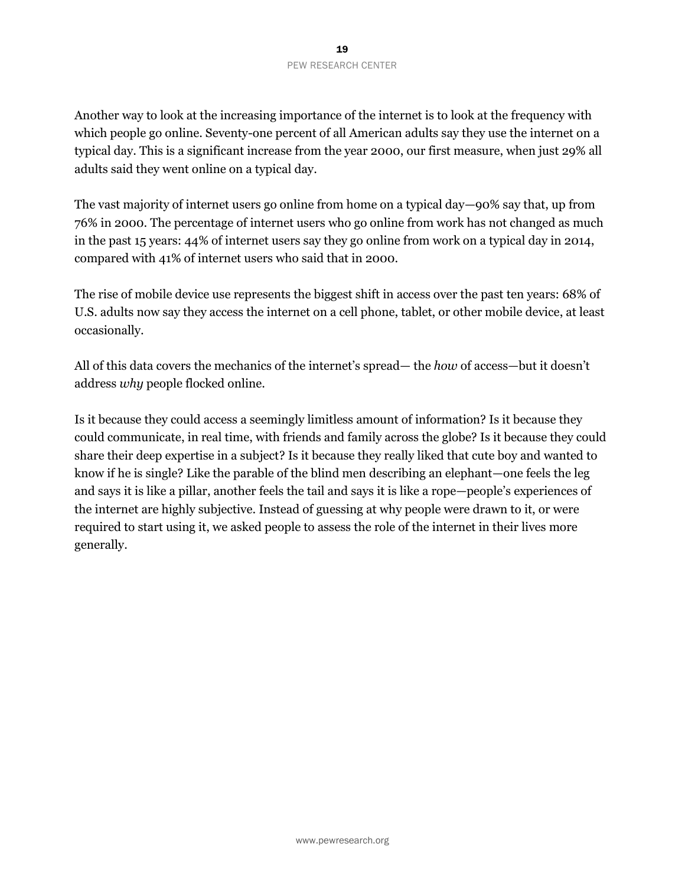Another way to look at the increasing importance of the internet is to look at the frequency with which people go online. Seventy-one percent of all American adults say they use the internet on a typical day. This is a significant increase from the year 2000, our first measure, when just 29% all adults said they went online on a typical day.

The vast majority of internet users go online from home on a typical day—90% say that, up from 76% in 2000. The percentage of internet users who go online from work has not changed as much in the past 15 years: 44% of internet users say they go online from work on a typical day in 2014, compared with 41% of internet users who said that in 2000.

The rise of mobile device use represents the biggest shift in access over the past ten years: 68% of U.S. adults now say they access the internet on a cell phone, tablet, or other mobile device, at least occasionally.

All of this data covers the mechanics of the internet's spread— the *how* of access—but it doesn't address *why* people flocked online.

Is it because they could access a seemingly limitless amount of information? Is it because they could communicate, in real time, with friends and family across the globe? Is it because they could share their deep expertise in a subject? Is it because they really liked that cute boy and wanted to know if he is single? Like the parable of the blind men describing an elephant—one feels the leg and says it is like a pillar, another feels the tail and says it is like a rope—people's experiences of the internet are highly subjective. Instead of guessing at why people were drawn to it, or were required to start using it, we asked people to assess the role of the internet in their lives more generally.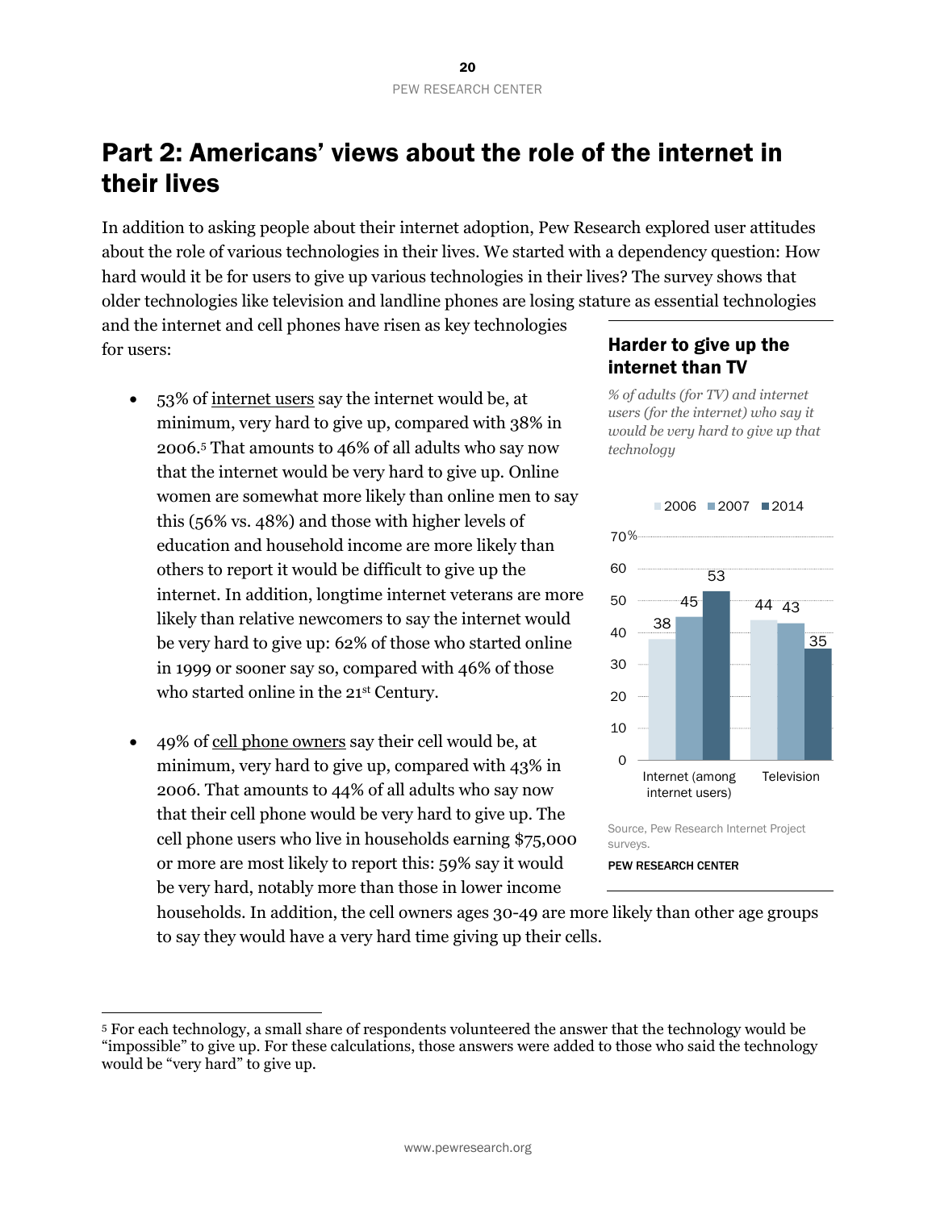# Part 2: Americans' views about the role of the internet in their lives

In addition to asking people about their internet adoption, Pew Research explored user attitudes about the role of various technologies in their lives. We started with a dependency question: How hard would it be for users to give up various technologies in their lives? The survey shows that older technologies like television and landline phones are losing stature as essential technologies and the internet and cell phones have risen as key technologies for users:

- 53% of internet users say the internet would be, at minimum, very hard to give up, compared with 38% in 2006.[5] That amounts to 46% of all adults who say now that the internet would be very hard to give up. Online women are somewhat more likely than online men to say this (56% vs. 48%) and those with higher levels of education and household income are more likely than others to report it would be difficult to give up the internet. In addition, longtime internet veterans are more likely than relative newcomers to say the internet would be very hard to give up: 62% of those who started online in 1999 or sooner say so, compared with 46% of those who started online in the 21st Century.

- 49% of cell phone owners say their cell would be, at minimum, very hard to give up, compared with 43% in 2006. That amounts to 44% of all adults who say now that their cell phone would be very hard to give up. The cell phone users who live in households earning $75,000 or more are most likely to report this: 59% say it would be very hard, notably more than those in lower income households. In addition, the cell owners ages 30-49 are more likely than other age groups to say they would have a very hard time giving up their cells.

### Harder to give up the internet than TV

*% of adults (for TV) and internet users (for the internet) who say it would be very hard to give up that technology*

| | 2006 | 2007 | 2014 |
|---|---|---|---|
| Internet (among internet users) | 38 | 45 | 53 |
| Television | 44 | 43 | 35 |

Source, Pew Research Internet Project surveys.

PEW RESEARCH CENTER

---

[5] For each technology, a small share of respondents volunteered the answer that the technology would be "impossible" to give up. For these calculations, those answers were added to those who said the technology would be "very hard" to give up.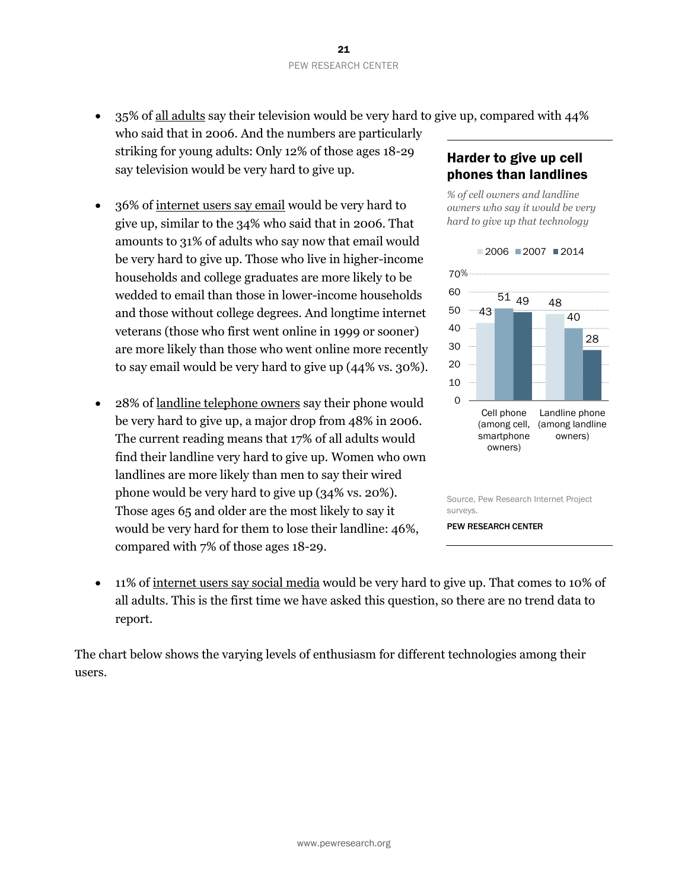- 35% of all adults say their television would be very hard to give up, compared with 44% who said that in 2006. And the numbers are particularly striking for young adults: Only 12% of those ages 18-29 say television would be very hard to give up.

- 36% of internet users say email would be very hard to give up, similar to the 34% who said that in 2006. That amounts to 31% of adults who say now that email would be very hard to give up. Those who live in higher-income households and college graduates are more likely to be wedded to email than those in lower-income households and those without college degrees. And longtime internet veterans (those who first went online in 1999 or sooner) are more likely than those who went online more recently to say email would be very hard to give up (44% vs. 30%).

- 28% of landline telephone owners say their phone would be very hard to give up, a major drop from 48% in 2006. The current reading means that 17% of all adults would find their landline very hard to give up. Women who own landlines are more likely than men to say their wired phone would be very hard to give up (34% vs. 20%). Those ages 65 and older are the most likely to say it would be very hard for them to lose their landline: 46%, compared with 7% of those ages 18-29.

**Harder to give up cell phones than landlines**

*% of cell owners and landline owners who say it would be very hard to give up that technology*

| | 2006 | 2007 | 2014 |
|---|---|---|---|
| Cell phone (among cell, smartphone owners) | 43 | 51 | 49 |
| Landline phone (among landline owners) | 48 | 40 | 28 |

Source, Pew Research Internet Project surveys.

PEW RESEARCH CENTER

- 11% of internet users say social media would be very hard to give up. That comes to 10% of all adults. This is the first time we have asked this question, so there are no trend data to report.

The chart below shows the varying levels of enthusiasm for different technologies among their users.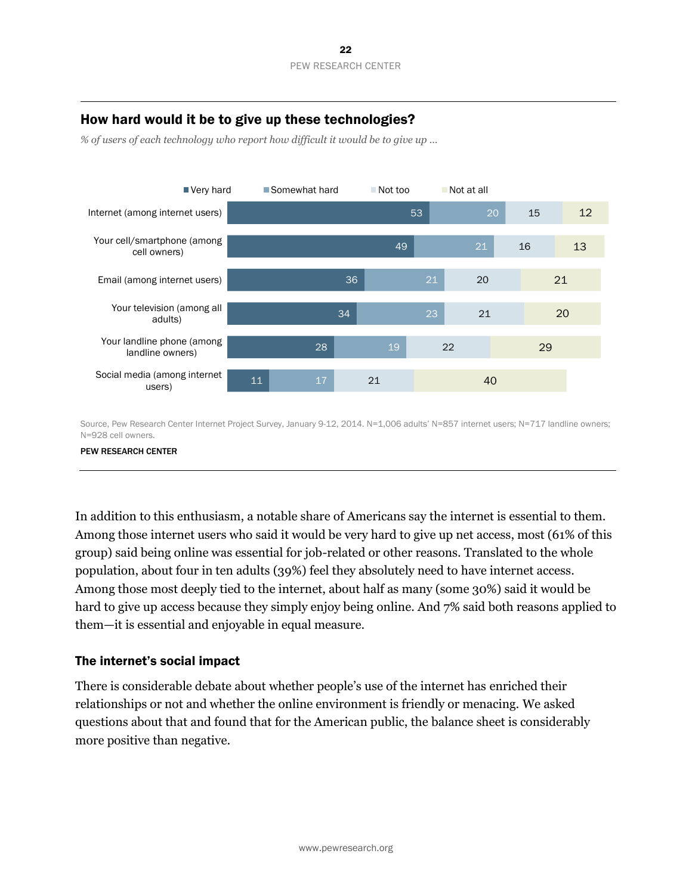## How hard would it be to give up these technologies?

*% of users of each technology who report how difficult it would be to give up ...*

| | Very hard | Somewhat hard | Not too | Not at all |
|---|---|---|---|---|
| Internet (among internet users) | 53 | 20 | 15 | 12 |
| Your cell/smartphone (among cell owners) | 49 | 21 | 16 | 13 |
| Email (among internet users) | 36 | 21 | 20 | 21 |
| Your television (among all adults) | 34 | 23 | 21 | 20 |
| Your landline phone (among landline owners) | 28 | 19 | 22 | 29 |
| Social media (among internet users) | 11 | 17 | 21 | 40 |

Source, Pew Research Center Internet Project Survey, January 9-12, 2014. N=1,006 adults' N=857 internet users; N=717 landline owners; N=928 cell owners.

PEW RESEARCH CENTER

In addition to this enthusiasm, a notable share of Americans say the internet is essential to them. Among those internet users who said it would be very hard to give up net access, most (61% of this group) said being online was essential for job-related or other reasons. Translated to the whole population, about four in ten adults (39%) feel they absolutely need to have internet access. Among those most deeply tied to the internet, about half as many (some 30%) said it would be hard to give up access because they simply enjoy being online. And 7% said both reasons applied to them—it is essential and enjoyable in equal measure.

### The internet's social impact

There is considerable debate about whether people's use of the internet has enriched their relationships or not and whether the online environment is friendly or menacing. We asked questions about that and found that for the American public, the balance sheet is considerably more positive than negative.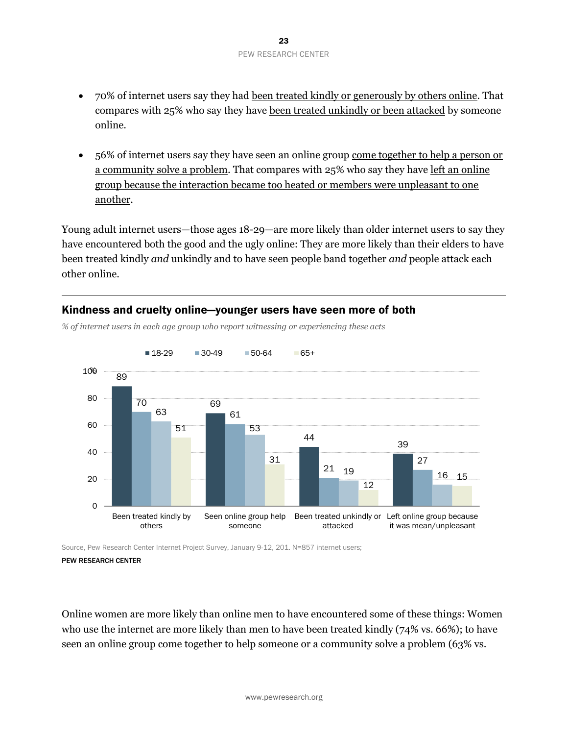- 70% of internet users say they had been treated kindly or generously by others online. That compares with 25% who say they have been treated unkindly or been attacked by someone online.

- 56% of internet users say they have seen an online group come together to help a person or a community solve a problem. That compares with 25% who say they have left an online group because the interaction became too heated or members were unpleasant to one another.

Young adult internet users—those ages 18-29—are more likely than older internet users to say they have encountered both the good and the ugly online: They are more likely than their elders to have been treated kindly *and* unkindly and to have seen people band together *and* people attack each other online.

### Kindness and cruelty online—younger users have seen more of both

*% of internet users in each age group who report witnessing or experiencing these acts*

| | 18-29 | 30-49 | 50-64 | 65+ |
|---|---|---|---|---|
| Been treated kindly by others | 89 | 70 | 63 | 51 |
| Seen online group help someone | 69 | 61 | 53 | 31 |
| Been treated unkindly or attacked | 44 | 21 | 19 | 12 |
| Left online group because it was mean/unpleasant | 39 | 27 | 16 | 15 |

Source, Pew Research Center Internet Project Survey, January 9-12, 201. N=857 internet users;

PEW RESEARCH CENTER

Online women are more likely than online men to have encountered some of these things: Women who use the internet are more likely than men to have been treated kindly (74% vs. 66%); to have seen an online group come together to help someone or a community solve a problem (63% vs.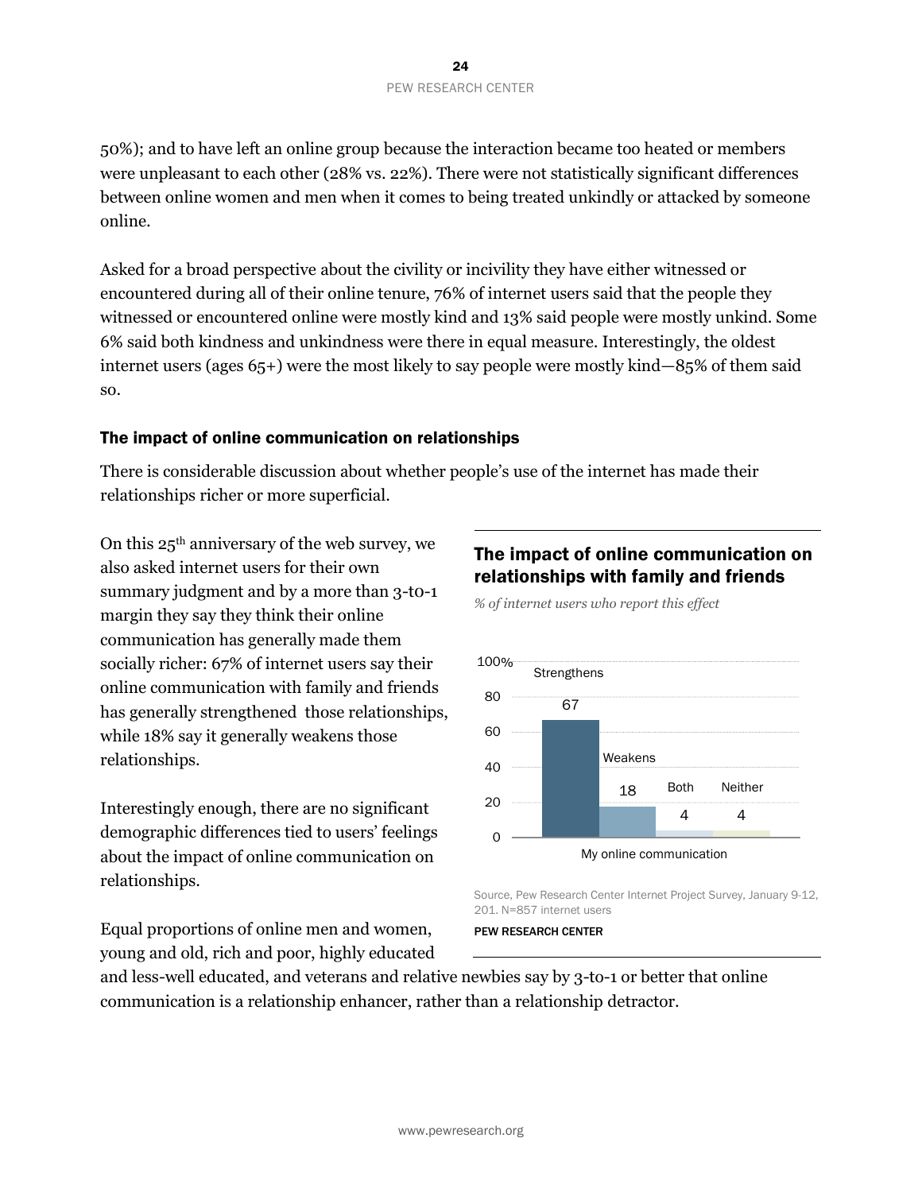50%); and to have left an online group because the interaction became too heated or members were unpleasant to each other (28% vs. 22%). There were not statistically significant differences between online women and men when it comes to being treated unkindly or attacked by someone online.

Asked for a broad perspective about the civility or incivility they have either witnessed or encountered during all of their online tenure, 76% of internet users said that the people they witnessed or encountered online were mostly kind and 13% said people were mostly unkind. Some 6% said both kindness and unkindness were there in equal measure. Interestingly, the oldest internet users (ages 65+) were the most likely to say people were mostly kind—85% of them said so.

### The impact of online communication on relationships

There is considerable discussion about whether people's use of the internet has made their relationships richer or more superficial.

On this 25th anniversary of the web survey, we also asked internet users for their own summary judgment and by a more than 3-to-1 margin they say they think their online communication has generally made them socially richer: 67% of internet users say their online communication with family and friends has generally strengthened those relationships, while 18% say it generally weakens those relationships.

Interestingly enough, there are no significant demographic differences tied to users' feelings about the impact of online communication on relationships.

Equal proportions of online men and women, young and old, rich and poor, highly educated and less-well educated, and veterans and relative newbies say by 3-to-1 or better that online communication is a relationship enhancer, rather than a relationship detractor.

#### The impact of online communication on relationships with family and friends

*% of internet users who report this effect*

| My online communication | % |
|---|---|
| Strengthens | 67 |
| Weakens | 18 |
| Both | 4 |
| Neither | 4 |

Source, Pew Research Center Internet Project Survey, January 9-12, 201. N=857 internet users

PEW RESEARCH CENTER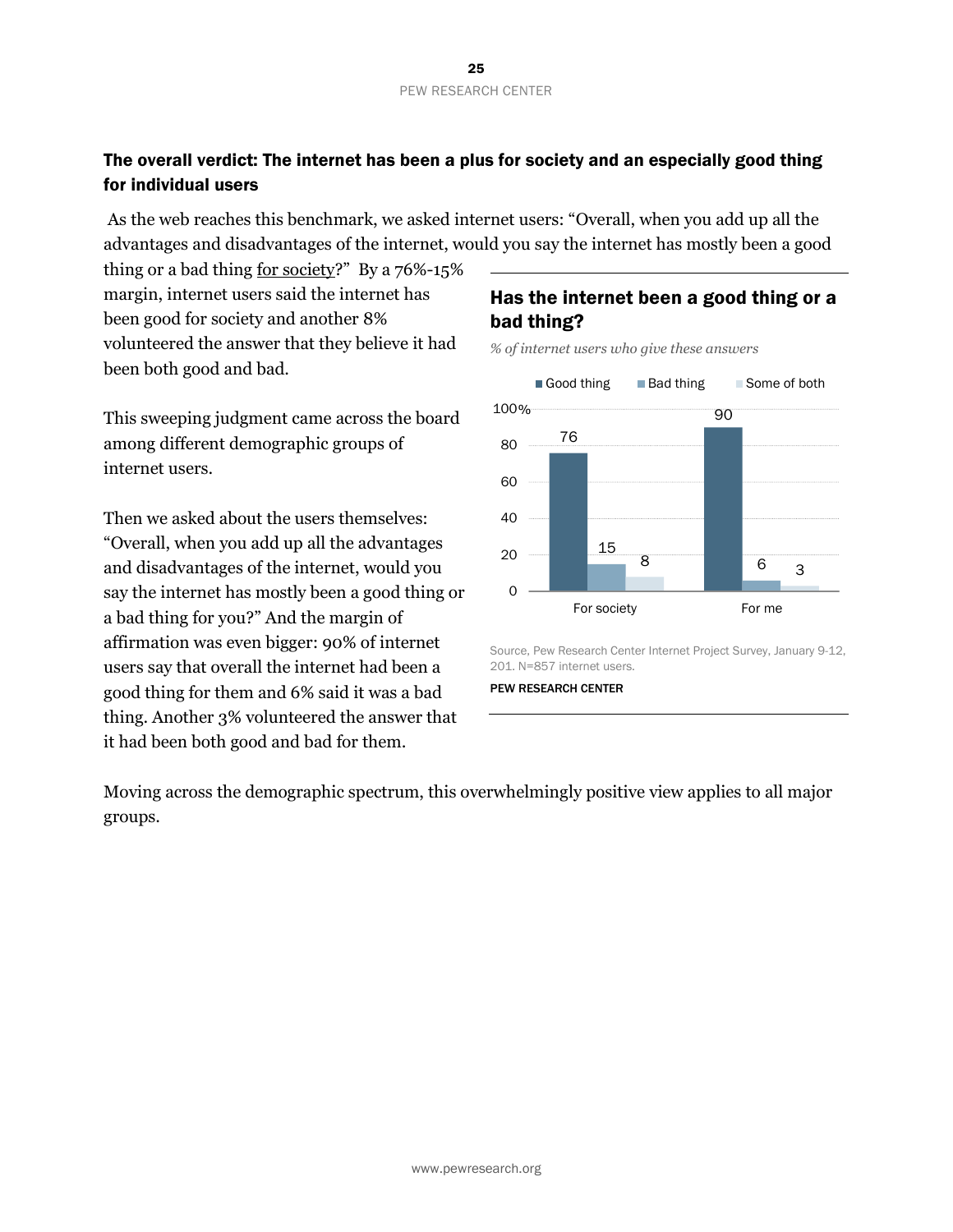## The overall verdict: The internet has been a plus for society and an especially good thing for individual users

As the web reaches this benchmark, we asked internet users: "Overall, when you add up all the advantages and disadvantages of the internet, would you say the internet has mostly been a good thing or a bad thing for society?" By a 76%-15% margin, internet users said the internet has been good for society and another 8% volunteered the answer that they believe it had been both good and bad.

This sweeping judgment came across the board among different demographic groups of internet users.

Then we asked about the users themselves: "Overall, when you add up all the advantages and disadvantages of the internet, would you say the internet has mostly been a good thing or a bad thing for you?" And the margin of affirmation was even bigger: 90% of internet users say that overall the internet had been a good thing for them and 6% said it was a bad thing. Another 3% volunteered the answer that it had been both good and bad for them.

### Has the internet been a good thing or a bad thing?

*% of internet users who give these answers*

| | Good thing | Bad thing | Some of both |
|---|---|---|---|
| For society | 76 | 15 | 8 |
| For me | 90 | 6 | 3 |

Source, Pew Research Center Internet Project Survey, January 9-12, 201. N=857 internet users.

PEW RESEARCH CENTER

Moving across the demographic spectrum, this overwhelmingly positive view applies to all major groups.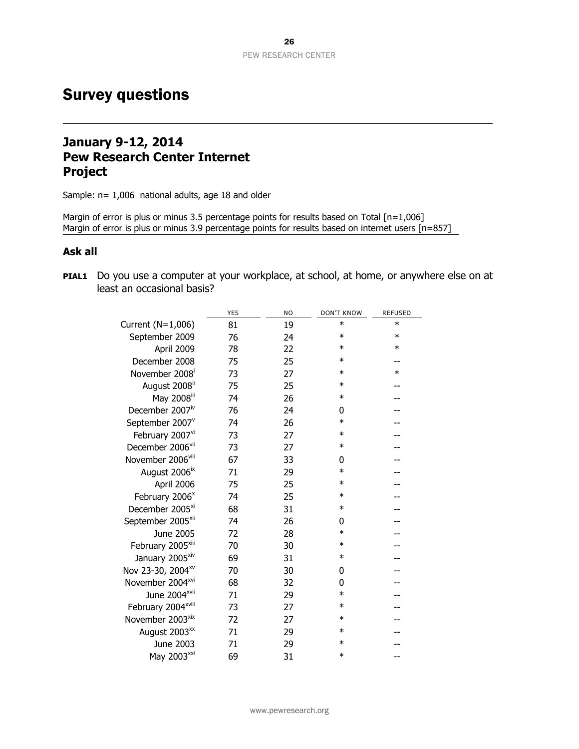# Survey questions

## January 9-12, 2014
## Pew Research Center Internet Project

Sample: n= 1,006 national adults, age 18 and older

Margin of error is plus or minus 3.5 percentage points for results based on Total [n=1,006]
Margin of error is plus or minus 3.9 percentage points for results based on internet users [n=857]

### Ask all

**PIAL1** Do you use a computer at your workplace, at school, at home, or anywhere else on at least an occasional basis?

| | YES | NO | DON'T KNOW | REFUSED |
|---|---|---|---|---|
| Current (N=1,006) | 81 | 19 | * | * |
| September 2009 | 76 | 24 | * | * |
| April 2009 | 78 | 22 | * | * |
| December 2008 | 75 | 25 | * | -- |
| November 2008[i] | 73 | 27 | * | * |
| August 2008[ii] | 75 | 25 | * | -- |
| May 2008[iii] | 74 | 26 | * | -- |
| December 2007[iv] | 76 | 24 | 0 | -- |
| September 2007[v] | 74 | 26 | * | -- |
| February 2007[vi] | 73 | 27 | * | -- |
| December 2006[vii] | 73 | 27 | * | -- |
| November 2006[viii] | 67 | 33 | 0 | -- |
| August 2006[ix] | 71 | 29 | * | -- |
| April 2006 | 75 | 25 | * | -- |
| February 2006[x] | 74 | 25 | * | -- |
| December 2005[xi] | 68 | 31 | * | -- |
| September 2005[xii] | 74 | 26 | 0 | -- |
| June 2005 | 72 | 28 | * | -- |
| February 2005[xiii] | 70 | 30 | * | -- |
| January 2005[xiv] | 69 | 31 | * | -- |
| Nov 23-30, 2004[xv] | 70 | 30 | 0 | -- |
| November 2004[xvi] | 68 | 32 | 0 | -- |
| June 2004[xvii] | 71 | 29 | * | -- |
| February 2004[xviii] | 73 | 27 | * | -- |
| November 2003[xix] | 72 | 27 | * | -- |
| August 2003[xx] | 71 | 29 | * | -- |
| June 2003 | 71 | 29 | * | -- |
| May 2003[xxi] | 69 | 31 | * | -- |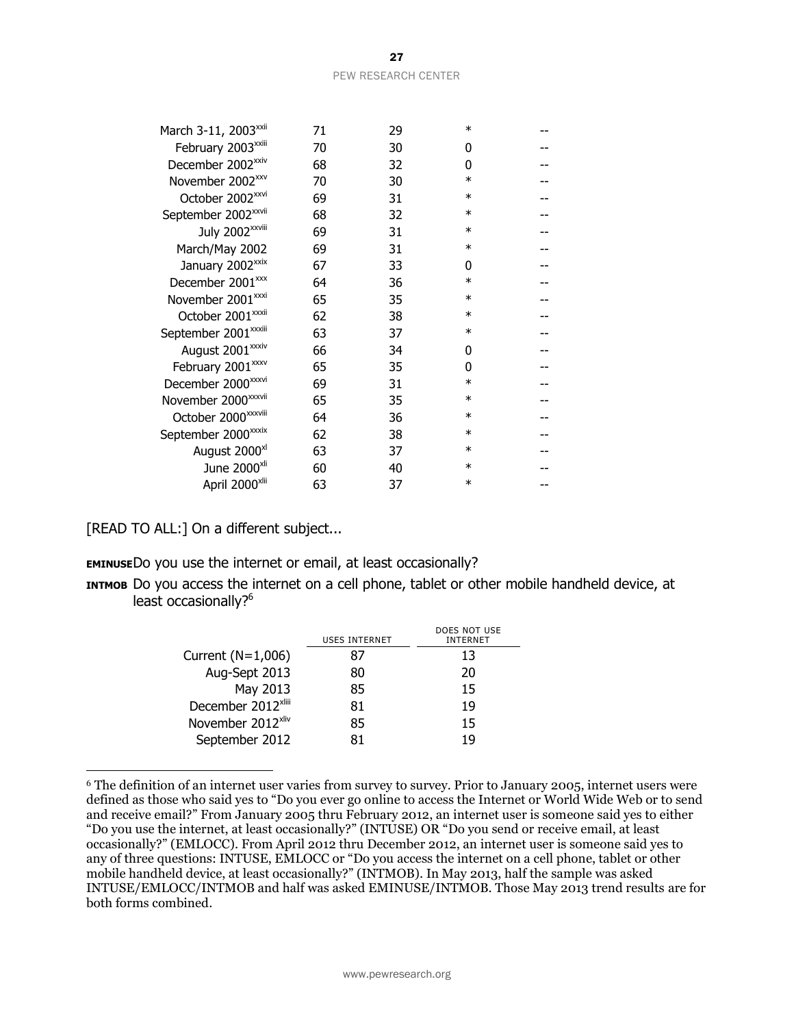| | | | | |
|---|---|---|---|---|
| March 3-11, 2003[xxii] | 71 | 29 | * | -- |
| February 2003[xxiii] | 70 | 30 | 0 | -- |
| December 2002[xxiv] | 68 | 32 | 0 | -- |
| November 2002[xxv] | 70 | 30 | * | -- |
| October 2002[xxvi] | 69 | 31 | * | -- |
| September 2002[xxvii] | 68 | 32 | * | -- |
| July 2002[xxviii] | 69 | 31 | * | -- |
| March/May 2002 | 69 | 31 | * | -- |
| January 2002[xxix] | 67 | 33 | 0 | -- |
| December 2001[xxx] | 64 | 36 | * | -- |
| November 2001[xxxi] | 65 | 35 | * | -- |
| October 2001[xxxii] | 62 | 38 | * | -- |
| September 2001[xxxiii] | 63 | 37 | * | -- |
| August 2001[xxxiv] | 66 | 34 | 0 | -- |
| February 2001[xxxv] | 65 | 35 | 0 | -- |
| December 2000[xxxvi] | 69 | 31 | * | -- |
| November 2000[xxxvii] | 65 | 35 | * | -- |
| October 2000[xxxviii] | 64 | 36 | * | -- |
| September 2000[xxxix] | 62 | 38 | * | -- |
| August 2000[xl] | 63 | 37 | * | -- |
| June 2000[xli] | 60 | 40 | * | -- |
| April 2000[xlii] | 63 | 37 | * | -- |

[READ TO ALL:] On a different subject...

**EMINUSE** Do you use the internet or email, at least occasionally?

**INTMOB** Do you access the internet on a cell phone, tablet or other mobile handheld device, at least occasionally?[6]

| | USES INTERNET | DOES NOT USE INTERNET |
|---|---|---|
| Current (N=1,006) | 87 | 13 |
| Aug-Sept 2013 | 80 | 20 |
| May 2013 | 85 | 15 |
| December 2012[xliii] | 81 | 19 |
| November 2012[xliv] | 85 | 15 |
| September 2012 | 81 | 19 |

[6] The definition of an internet user varies from survey to survey. Prior to January 2005, internet users were defined as those who said yes to "Do you ever go online to access the Internet or World Wide Web or to send and receive email?" From January 2005 thru February 2012, an internet user is someone said yes to either "Do you use the internet, at least occasionally?" (INTUSE) OR "Do you send or receive email, at least occasionally?" (EMLOCC). From April 2012 thru December 2012, an internet user is someone said yes to any of three questions: INTUSE, EMLOCC or "Do you access the internet on a cell phone, tablet or other mobile handheld device, at least occasionally?" (INTMOB). In May 2013, half the sample was asked INTUSE/EMLOCC/INTMOB and half was asked EMINUSE/INTMOB. Those May 2013 trend results are for both forms combined.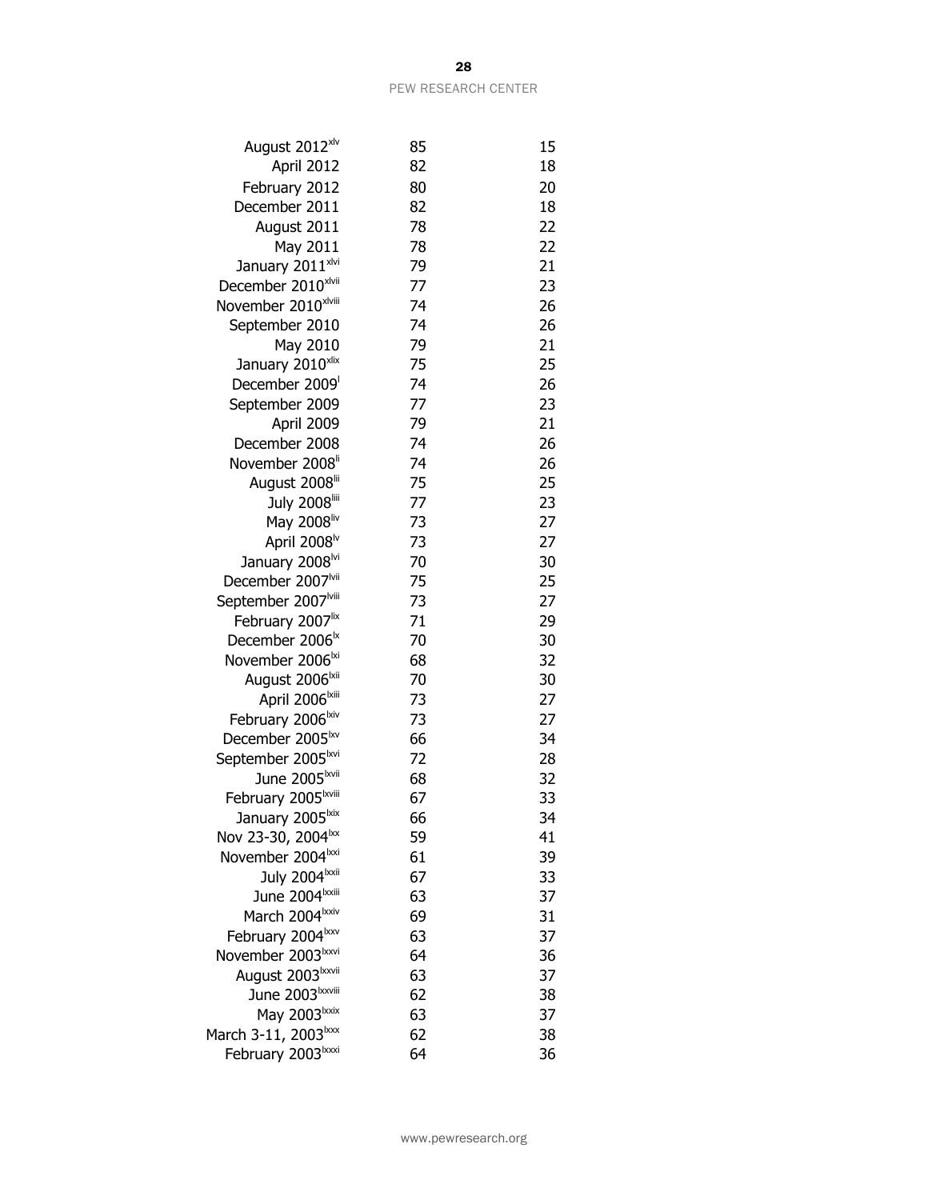| | | |
|---|---|---|
| August 2012[xlv] | 85 | 15 |
| April 2012 | 82 | 18 |
| February 2012 | 80 | 20 |
| December 2011 | 82 | 18 |
| August 2011 | 78 | 22 |
| May 2011 | 78 | 22 |
| January 2011[xlvi] | 79 | 21 |
| December 2010[xlvii] | 77 | 23 |
| November 2010[xlviii] | 74 | 26 |
| September 2010 | 74 | 26 |
| May 2010 | 79 | 21 |
| January 2010[xlix] | 75 | 25 |
| December 2009[l] | 74 | 26 |
| September 2009 | 77 | 23 |
| April 2009 | 79 | 21 |
| December 2008 | 74 | 26 |
| November 2008[li] | 74 | 26 |
| August 2008[lii] | 75 | 25 |
| July 2008[liii] | 77 | 23 |
| May 2008[liv] | 73 | 27 |
| April 2008[lv] | 73 | 27 |
| January 2008[lvi] | 70 | 30 |
| December 2007[lvii] | 75 | 25 |
| September 2007[lviii] | 73 | 27 |
| February 2007[lix] | 71 | 29 |
| December 2006[lx] | 70 | 30 |
| November 2006[lxi] | 68 | 32 |
| August 2006[lxii] | 70 | 30 |
| April 2006[lxiii] | 73 | 27 |
| February 2006[lxiv] | 73 | 27 |
| December 2005[lxv] | 66 | 34 |
| September 2005[lxvi] | 72 | 28 |
| June 2005[lxvii] | 68 | 32 |
| February 2005[lxviii] | 67 | 33 |
| January 2005[lxix] | 66 | 34 |
| Nov 23-30, 2004[lxx] | 59 | 41 |
| November 2004[lxxi] | 61 | 39 |
| July 2004[lxxii] | 67 | 33 |
| June 2004[lxxiii] | 63 | 37 |
| March 2004[lxxiv] | 69 | 31 |
| February 2004[lxxv] | 63 | 37 |
| November 2003[lxxvi] | 64 | 36 |
| August 2003[lxxvii] | 63 | 37 |
| June 2003[lxxviii] | 62 | 38 |
| May 2003[lxxix] | 63 | 37 |
| March 3-11, 2003[lxxx] | 62 | 38 |
| February 2003[lxxxi] | 64 | 36 |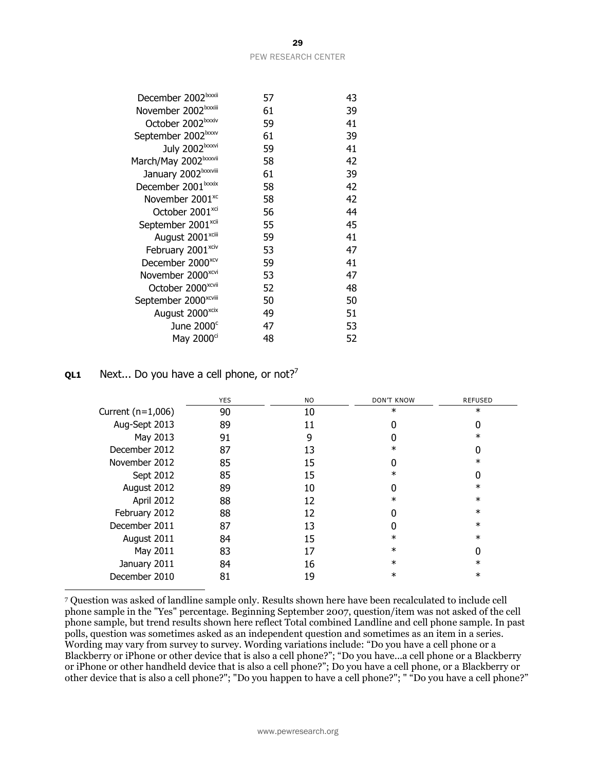| | | |
|---|---|---|
| December 2002[lxxxii] | 57 | 43 |
| November 2002[lxxxiii] | 61 | 39 |
| October 2002[lxxxiv] | 59 | 41 |
| September 2002[lxxxv] | 61 | 39 |
| July 2002[lxxxvi] | 59 | 41 |
| March/May 2002[lxxxvii] | 58 | 42 |
| January 2002[lxxxviii] | 61 | 39 |
| December 2001[lxxxix] | 58 | 42 |
| November 2001[xc] | 58 | 42 |
| October 2001[xci] | 56 | 44 |
| September 2001[xcii] | 55 | 45 |
| August 2001[xciii] | 59 | 41 |
| February 2001[xciv] | 53 | 47 |
| December 2000[xcv] | 59 | 41 |
| November 2000[xcvi] | 53 | 47 |
| October 2000[xcvii] | 52 | 48 |
| September 2000[xcviii] | 50 | 50 |
| August 2000[xcix] | 49 | 51 |
| June 2000[c] | 47 | 53 |
| May 2000[ci] | 48 | 52 |

**QL1** Next... Do you have a cell phone, or not?[7]

| | YES | NO | DON'T KNOW | REFUSED |
|---|---|---|---|---|
| Current (n=1,006) | 90 | 10 | * | * |
| Aug-Sept 2013 | 89 | 11 | 0 | 0 |
| May 2013 | 91 | 9 | 0 | * |
| December 2012 | 87 | 13 | * | 0 |
| November 2012 | 85 | 15 | 0 | * |
| Sept 2012 | 85 | 15 | * | 0 |
| August 2012 | 89 | 10 | 0 | * |
| April 2012 | 88 | 12 | * | * |
| February 2012 | 88 | 12 | 0 | * |
| December 2011 | 87 | 13 | 0 | * |
| August 2011 | 84 | 15 | * | * |
| May 2011 | 83 | 17 | * | 0 |
| January 2011 | 84 | 16 | * | * |
| December 2010 | 81 | 19 | * | * |

[7] Question was asked of landline sample only. Results shown here have been recalculated to include cell phone sample in the "Yes" percentage. Beginning September 2007, question/item was not asked of the cell phone sample, but trend results shown here reflect Total combined Landline and cell phone sample. In past polls, question was sometimes asked as an independent question and sometimes as an item in a series. Wording may vary from survey to survey. Wording variations include: "Do you have a cell phone or a Blackberry or iPhone or other device that is also a cell phone?"; "Do you have...a cell phone or a Blackberry or iPhone or other handheld device that is also a cell phone?"; Do you have a cell phone, or a Blackberry or other device that is also a cell phone?"; "Do you happen to have a cell phone?"; " "Do you have a cell phone?"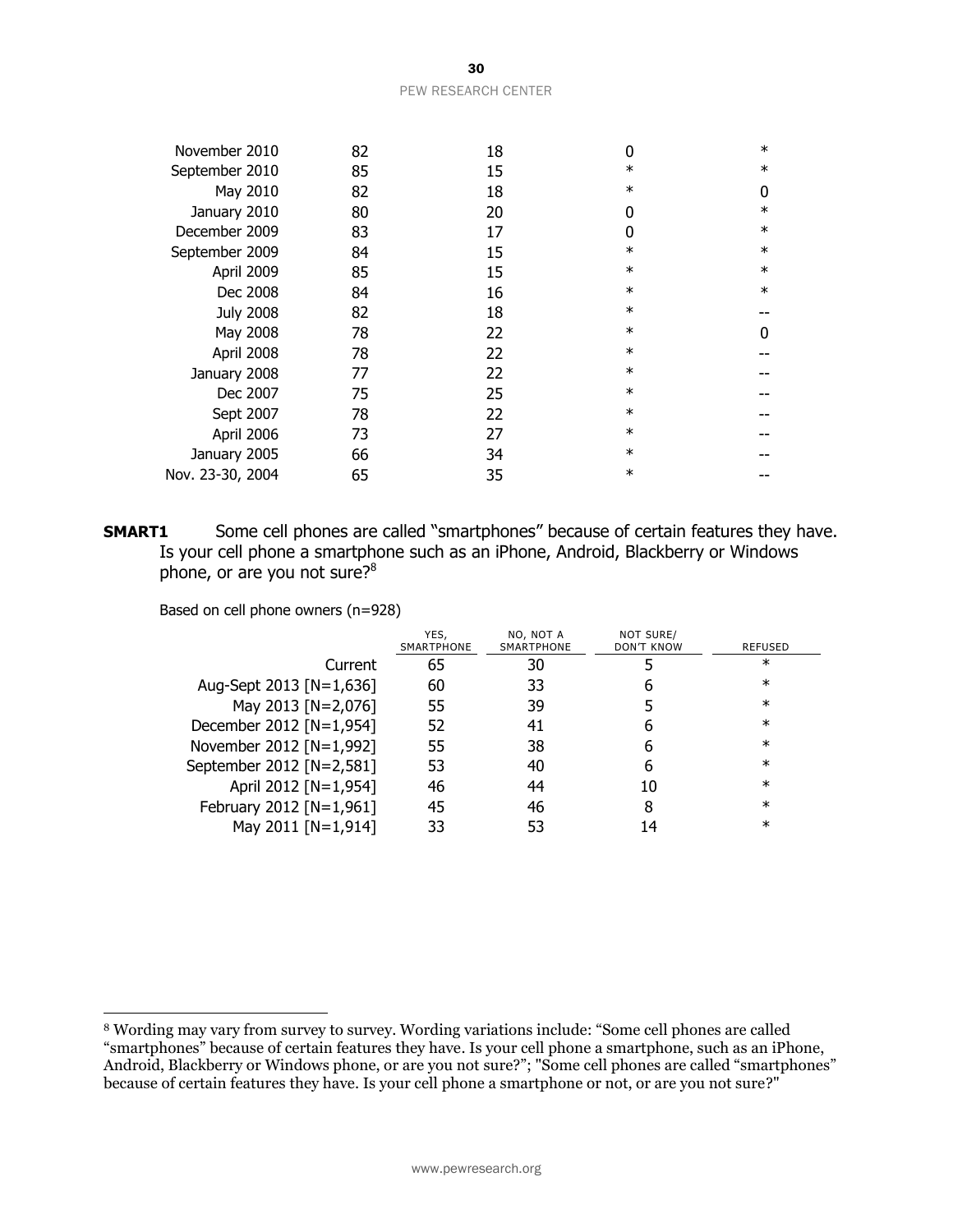| | | | | |
|---|---|---|---|---|
| November 2010 | 82 | 18 | 0 | * |
| September 2010 | 85 | 15 | * | * |
| May 2010 | 82 | 18 | * | 0 |
| January 2010 | 80 | 20 | 0 | * |
| December 2009 | 83 | 17 | 0 | * |
| September 2009 | 84 | 15 | * | * |
| April 2009 | 85 | 15 | * | * |
| Dec 2008 | 84 | 16 | * | * |
| July 2008 | 82 | 18 | * | -- |
| May 2008 | 78 | 22 | * | 0 |
| April 2008 | 78 | 22 | * | -- |
| January 2008 | 77 | 22 | * | -- |
| Dec 2007 | 75 | 25 | * | -- |
| Sept 2007 | 78 | 22 | * | -- |
| April 2006 | 73 | 27 | * | -- |
| January 2005 | 66 | 34 | * | -- |
| Nov. 23-30, 2004 | 65 | 35 | * | -- |

**SMART1** Some cell phones are called "smartphones" because of certain features they have. Is your cell phone a smartphone such as an iPhone, Android, Blackberry or Windows phone, or are you not sure?[8]

Based on cell phone owners (n=928)

| | YES, SMARTPHONE | NO, NOT A SMARTPHONE | NOT SURE/ DON'T KNOW | REFUSED |
|---|---|---|---|---|
| Current | 65 | 30 | 5 | * |
| Aug-Sept 2013 [N=1,636] | 60 | 33 | 6 | * |
| May 2013 [N=2,076] | 55 | 39 | 5 | * |
| December 2012 [N=1,954] | 52 | 41 | 6 | * |
| November 2012 [N=1,992] | 55 | 38 | 6 | * |
| September 2012 [N=2,581] | 53 | 40 | 6 | * |
| April 2012 [N=1,954] | 46 | 44 | 10 | * |
| February 2012 [N=1,961] | 45 | 46 | 8 | * |
| May 2011 [N=1,914] | 33 | 53 | 14 | * |

[8] Wording may vary from survey to survey. Wording variations include: "Some cell phones are called "smartphones" because of certain features they have. Is your cell phone a smartphone, such as an iPhone, Android, Blackberry or Windows phone, or are you not sure?"; "Some cell phones are called "smartphones" because of certain features they have. Is your cell phone a smartphone or not, or are you not sure?"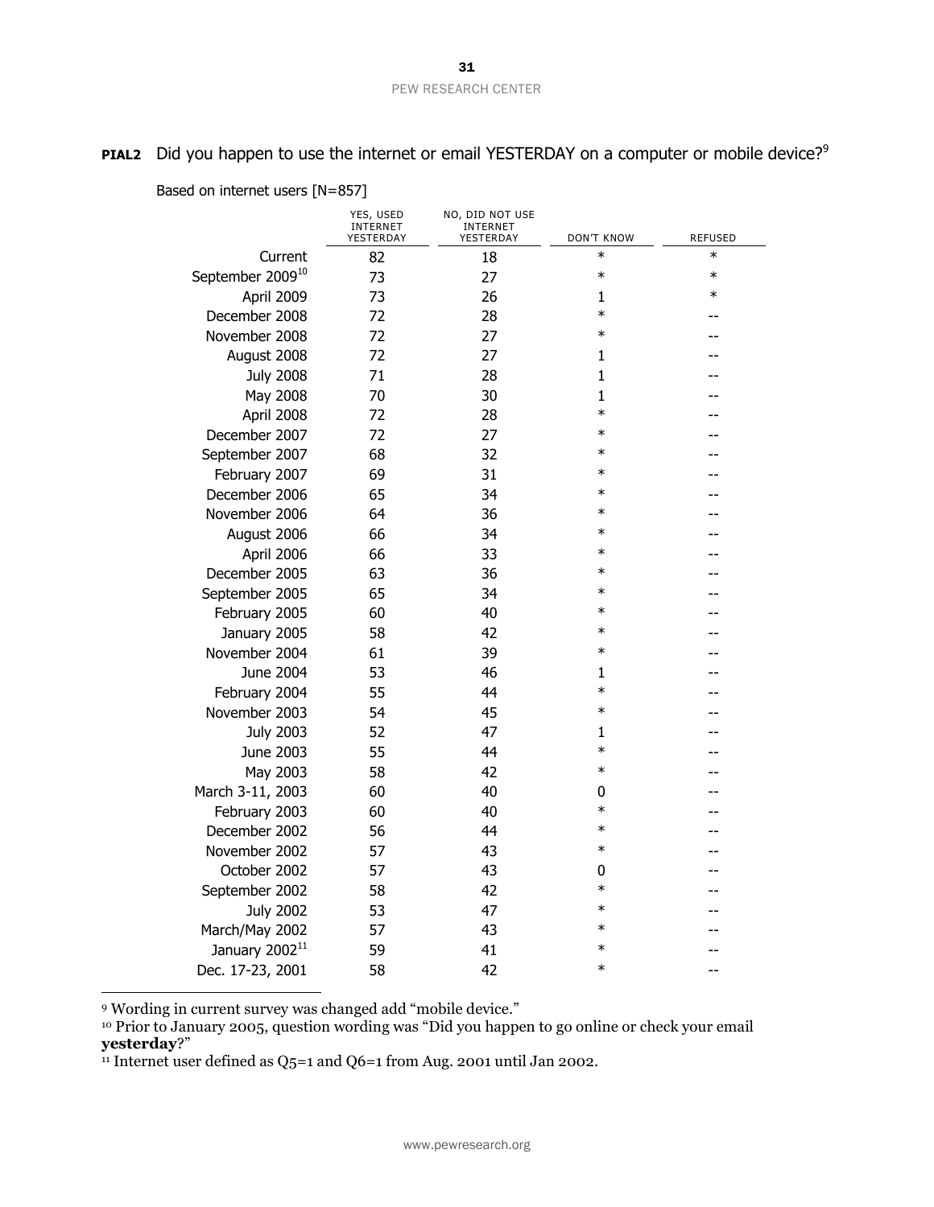**PIAL2** Did you happen to use the internet or email YESTERDAY on a computer or mobile device?[9]

Based on internet users [N=857]

| | YES, USED INTERNET YESTERDAY | NO, DID NOT USE INTERNET YESTERDAY | DON'T KNOW | REFUSED |
|---|---|---|---|---|
| Current | 82 | 18 | * | * |
| September 2009[10] | 73 | 27 | * | * |
| April 2009 | 73 | 26 | 1 | * |
| December 2008 | 72 | 28 | * | -- |
| November 2008 | 72 | 27 | * | -- |
| August 2008 | 72 | 27 | 1 | -- |
| July 2008 | 71 | 28 | 1 | -- |
| May 2008 | 70 | 30 | 1 | -- |
| April 2008 | 72 | 28 | * | -- |
| December 2007 | 72 | 27 | * | -- |
| September 2007 | 68 | 32 | * | -- |
| February 2007 | 69 | 31 | * | -- |
| December 2006 | 65 | 34 | * | -- |
| November 2006 | 64 | 36 | * | -- |
| August 2006 | 66 | 34 | * | -- |
| April 2006 | 66 | 33 | * | -- |
| December 2005 | 63 | 36 | * | -- |
| September 2005 | 65 | 34 | * | -- |
| February 2005 | 60 | 40 | * | -- |
| January 2005 | 58 | 42 | * | -- |
| November 2004 | 61 | 39 | * | -- |
| June 2004 | 53 | 46 | 1 | -- |
| February 2004 | 55 | 44 | * | -- |
| November 2003 | 54 | 45 | * | -- |
| July 2003 | 52 | 47 | 1 | -- |
| June 2003 | 55 | 44 | * | -- |
| May 2003 | 58 | 42 | * | -- |
| March 3-11, 2003 | 60 | 40 | 0 | -- |
| February 2003 | 60 | 40 | * | -- |
| December 2002 | 56 | 44 | * | -- |
| November 2002 | 57 | 43 | * | -- |
| October 2002 | 57 | 43 | 0 | -- |
| September 2002 | 58 | 42 | * | -- |
| July 2002 | 53 | 47 | * | -- |
| March/May 2002 | 57 | 43 | * | -- |
| January 2002[11] | 59 | 41 | * | -- |
| Dec. 17-23, 2001 | 58 | 42 | * | -- |

[9] Wording in current survey was changed add "mobile device."

[10] Prior to January 2005, question wording was "Did you happen to go online or check your email **yesterday**?"

[11] Internet user defined as Q5=1 and Q6=1 from Aug. 2001 until Jan 2002.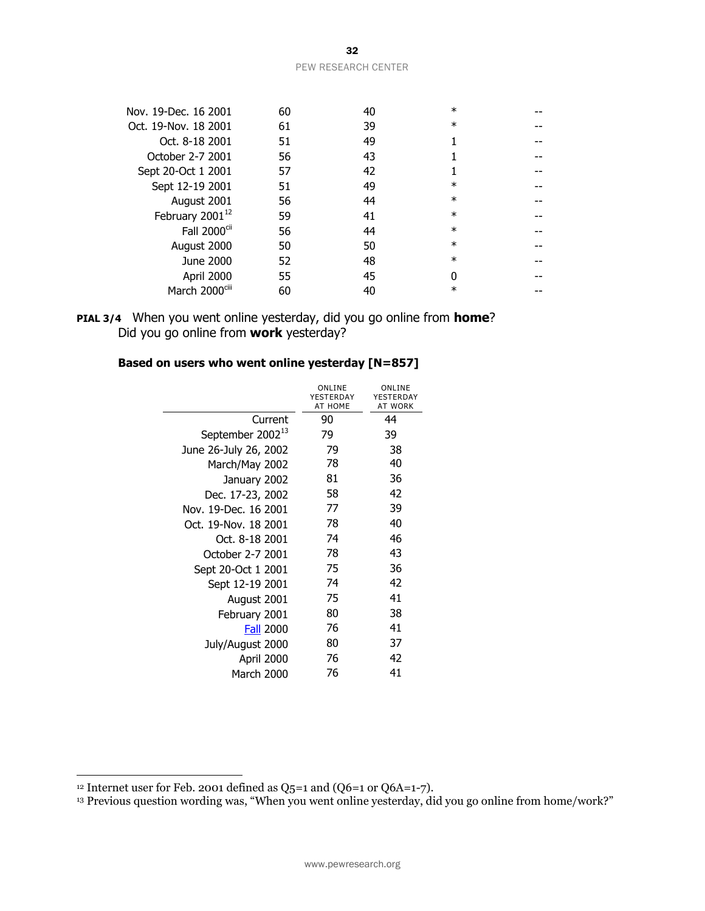| | | | | |
|---|---|---|---|---|
| Nov. 19-Dec. 16 2001 | 60 | 40 | * | -- |
| Oct. 19-Nov. 18 2001 | 61 | 39 | * | -- |
| Oct. 8-18 2001 | 51 | 49 | 1 | -- |
| October 2-7 2001 | 56 | 43 | 1 | -- |
| Sept 20-Oct 1 2001 | 57 | 42 | 1 | -- |
| Sept 12-19 2001 | 51 | 49 | * | -- |
| August 2001 | 56 | 44 | * | -- |
| February 2001[12] | 59 | 41 | * | -- |
| Fall 2000[cii] | 56 | 44 | * | -- |
| August 2000 | 50 | 50 | * | -- |
| June 2000 | 52 | 48 | * | -- |
| April 2000 | 55 | 45 | 0 | -- |
| March 2000[ciii] | 60 | 40 | * | -- |

**PIAL 3/4** When you went online yesterday, did you go online from **home**? Did you go online from **work** yesterday?

**Based on users who went online yesterday [N=857]**

| | ONLINE YESTERDAY AT HOME | ONLINE YESTERDAY AT WORK |
|---|---|---|
| Current | 90 | 44 |
| September 2002[13] | 79 | 39 |
| June 26-July 26, 2002 | 79 | 38 |
| March/May 2002 | 78 | 40 |
| January 2002 | 81 | 36 |
| Dec. 17-23, 2002 | 58 | 42 |
| Nov. 19-Dec. 16 2001 | 77 | 39 |
| Oct. 19-Nov. 18 2001 | 78 | 40 |
| Oct. 8-18 2001 | 74 | 46 |
| October 2-7 2001 | 78 | 43 |
| Sept 20-Oct 1 2001 | 75 | 36 |
| Sept 12-19 2001 | 74 | 42 |
| August 2001 | 75 | 41 |
| February 2001 | 80 | 38 |
| Fall 2000 | 76 | 41 |
| July/August 2000 | 80 | 37 |
| April 2000 | 76 | 42 |
| March 2000 | 76 | 41 |

---

[12] Internet user for Feb. 2001 defined as Q5=1 and (Q6=1 or Q6A=1-7).

[13] Previous question wording was, "When you went online yesterday, did you go online from home/work?"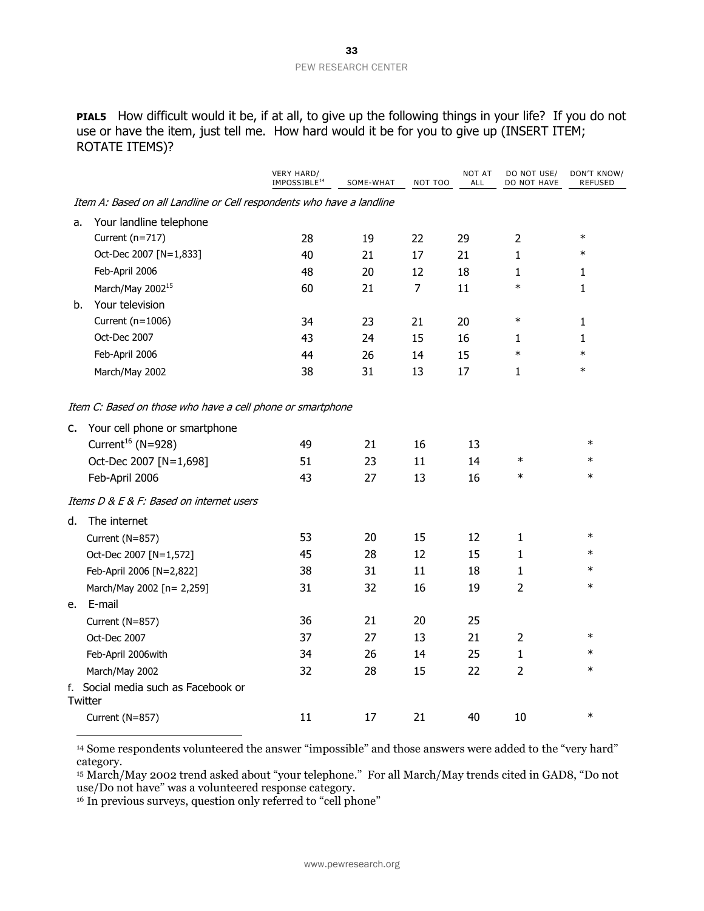**PIAL5** How difficult would it be, if at all, to give up the following things in your life? If you do not use or have the item, just tell me. How hard would it be for you to give up (INSERT ITEM; ROTATE ITEMS)?

| | VERY HARD/ IMPOSSIBLE[14] | SOME-WHAT | NOT TOO | NOT AT ALL | DO NOT USE/ DO NOT HAVE | DON'T KNOW/ REFUSED |
|---|---|---|---|---|---|---|
| *Item A: Based on all Landline or Cell respondents who have a landline* | | | | | | |
| a. Your landline telephone | | | | | | |
| Current (n=717) | 28 | 19 | 22 | 29 | 2 | * |
| Oct-Dec 2007 [N=1,833] | 40 | 21 | 17 | 21 | 1 | * |
| Feb-April 2006 | 48 | 20 | 12 | 18 | 1 | 1 |
| March/May 2002[15] | 60 | 21 | 7 | 11 | * | 1 |
| b. Your television | | | | | | |
| Current (n=1006) | 34 | 23 | 21 | 20 | * | 1 |
| Oct-Dec 2007 | 43 | 24 | 15 | 16 | 1 | 1 |
| Feb-April 2006 | 44 | 26 | 14 | 15 | * | * |
| March/May 2002 | 38 | 31 | 13 | 17 | 1 | * |
| *Item C: Based on those who have a cell phone or smartphone* | | | | | | |
| c. Your cell phone or smartphone | | | | | | |
| Current[16] (N=928) | 49 | 21 | 16 | 13 | | * |
| Oct-Dec 2007 [N=1,698] | 51 | 23 | 11 | 14 | * | * |
| Feb-April 2006 | 43 | 27 | 13 | 16 | * | * |
| *Items D & E & F: Based on internet users* | | | | | | |
| d. The internet | | | | | | |
| Current (N=857) | 53 | 20 | 15 | 12 | 1 | * |
| Oct-Dec 2007 [N=1,572] | 45 | 28 | 12 | 15 | 1 | * |
| Feb-April 2006 [N=2,822] | 38 | 31 | 11 | 18 | 1 | * |
| March/May 2002 [n= 2,259] | 31 | 32 | 16 | 19 | 2 | * |
| e. E-mail | | | | | | |
| Current (N=857) | 36 | 21 | 20 | 25 | | |
| Oct-Dec 2007 | 37 | 27 | 13 | 21 | 2 | * |
| Feb-April 2006with | 34 | 26 | 14 | 25 | 1 | * |
| March/May 2002 | 32 | 28 | 15 | 22 | 2 | * |
| f. Social media such as Facebook or Twitter | | | | | | |
| Current (N=857) | 11 | 17 | 21 | 40 | 10 | * |

[14] Some respondents volunteered the answer "impossible" and those answers were added to the "very hard" category.

[15] March/May 2002 trend asked about "your telephone." For all March/May trends cited in GAD8, "Do not use/Do not have" was a volunteered response category.

[16] In previous surveys, question only referred to "cell phone"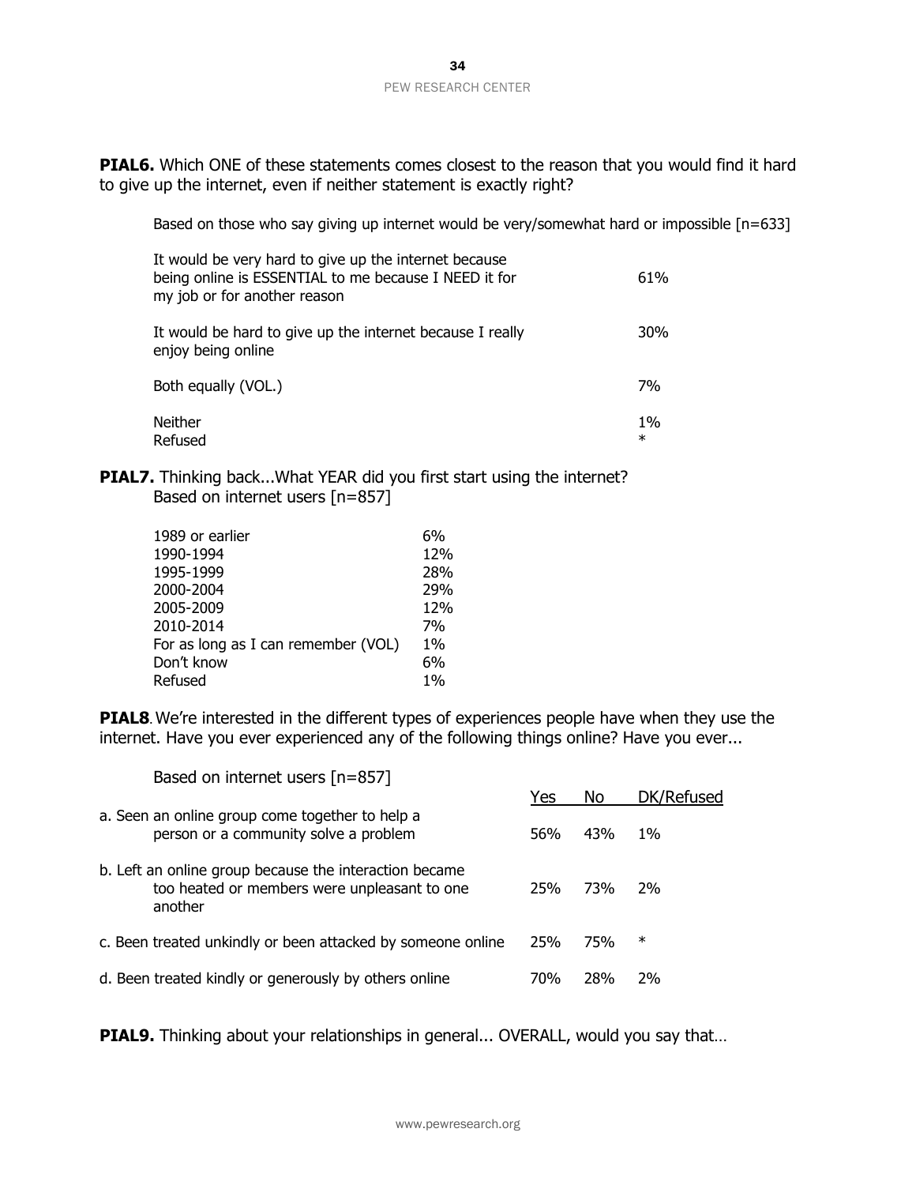**PIAL6.** Which ONE of these statements comes closest to the reason that you would find it hard to give up the internet, even if neither statement is exactly right?

Based on those who say giving up internet would be very/somewhat hard or impossible [n=633]

| | |
|---|---|
| It would be very hard to give up the internet because being online is ESSENTIAL to me because I NEED it for my job or for another reason | 61% |
| It would be hard to give up the internet because I really enjoy being online | 30% |
| Both equally (VOL.) | 7% |
| Neither | 1% |
| Refused | * |

**PIAL7.** Thinking back...What YEAR did you first start using the internet?
Based on internet users [n=857]

| | |
|---|---|
| 1989 or earlier | 6% |
| 1990-1994 | 12% |
| 1995-1999 | 28% |
| 2000-2004 | 29% |
| 2005-2009 | 12% |
| 2010-2014 | 7% |
| For as long as I can remember (VOL) | 1% |
| Don't know | 6% |
| Refused | 1% |

**PIAL8**. We're interested in the different types of experiences people have when they use the internet. Have you ever experienced any of the following things online? Have you ever...

Based on internet users [n=857]

| | Yes | No | DK/Refused |
|---|---|---|---|
| a. Seen an online group come together to help a person or a community solve a problem | 56% | 43% | 1% |
| b. Left an online group because the interaction became too heated or members were unpleasant to one another | 25% | 73% | 2% |
| c. Been treated unkindly or been attacked by someone online | 25% | 75% | * |
| d. Been treated kindly or generously by others online | 70% | 28% | 2% |

**PIAL9.** Thinking about your relationships in general... OVERALL, would you say that…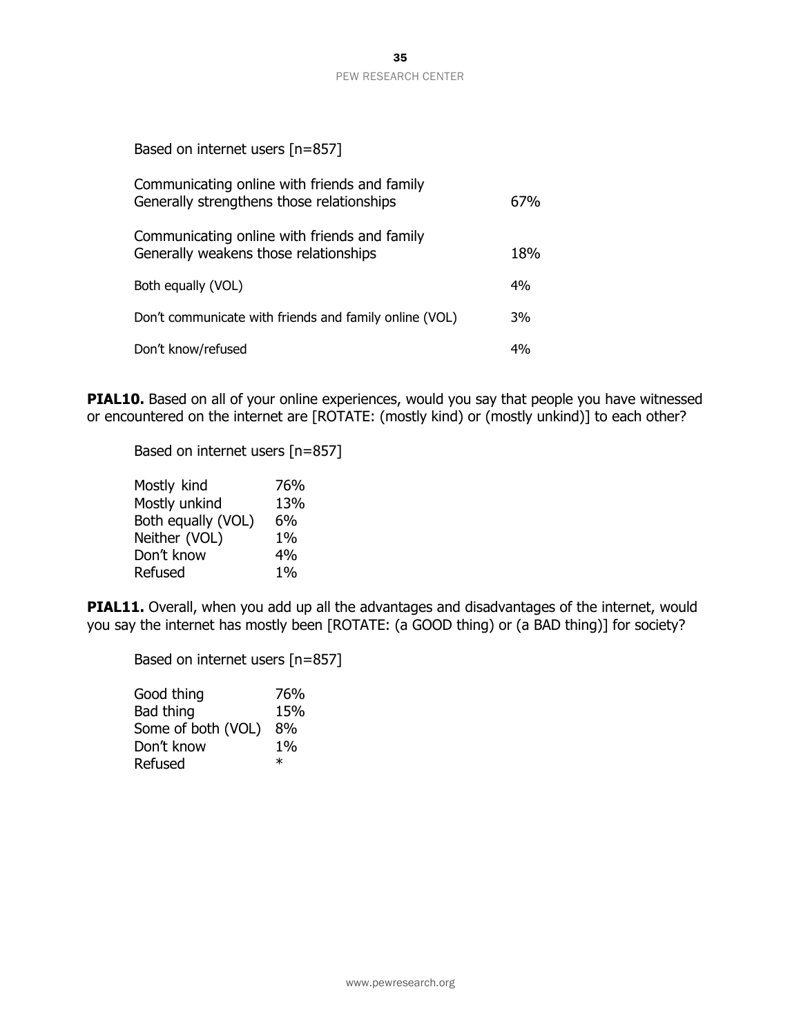Based on internet users [n=857]

| | |
|---|---|
| Communicating online with friends and family Generally strengthens those relationships | 67% |
| Communicating online with friends and family Generally weakens those relationships | 18% |
| Both equally (VOL) | 4% |
| Don't communicate with friends and family online (VOL) | 3% |
| Don't know/refused | 4% |

**PIAL10.** Based on all of your online experiences, would you say that people you have witnessed or encountered on the internet are [ROTATE: (mostly kind) or (mostly unkind)] to each other?

Based on internet users [n=857]

| | |
|---|---|
| Mostly kind | 76% |
| Mostly unkind | 13% |
| Both equally (VOL) | 6% |
| Neither (VOL) | 1% |
| Don't know | 4% |
| Refused | 1% |

**PIAL11.** Overall, when you add up all the advantages and disadvantages of the internet, would you say the internet has mostly been [ROTATE: (a GOOD thing) or (a BAD thing)] for society?

Based on internet users [n=857]

| | |
|---|---|
| Good thing | 76% |
| Bad thing | 15% |
| Some of both (VOL) | 8% |
| Don't know | 1% |
| Refused | * |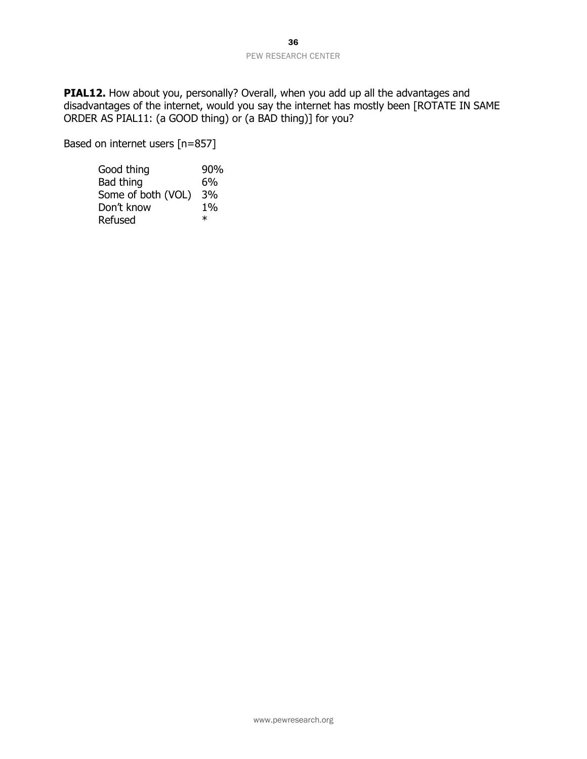**PIAL12.** How about you, personally? Overall, when you add up all the advantages and disadvantages of the internet, would you say the internet has mostly been [ROTATE IN SAME ORDER AS PIAL11: (a GOOD thing) or (a BAD thing)] for you?

Based on internet users [n=857]

| | |
|---|---|
| Good thing | 90% |
| Bad thing | 6% |
| Some of both (VOL) | 3% |
| Don't know | 1% |
| Refused | * |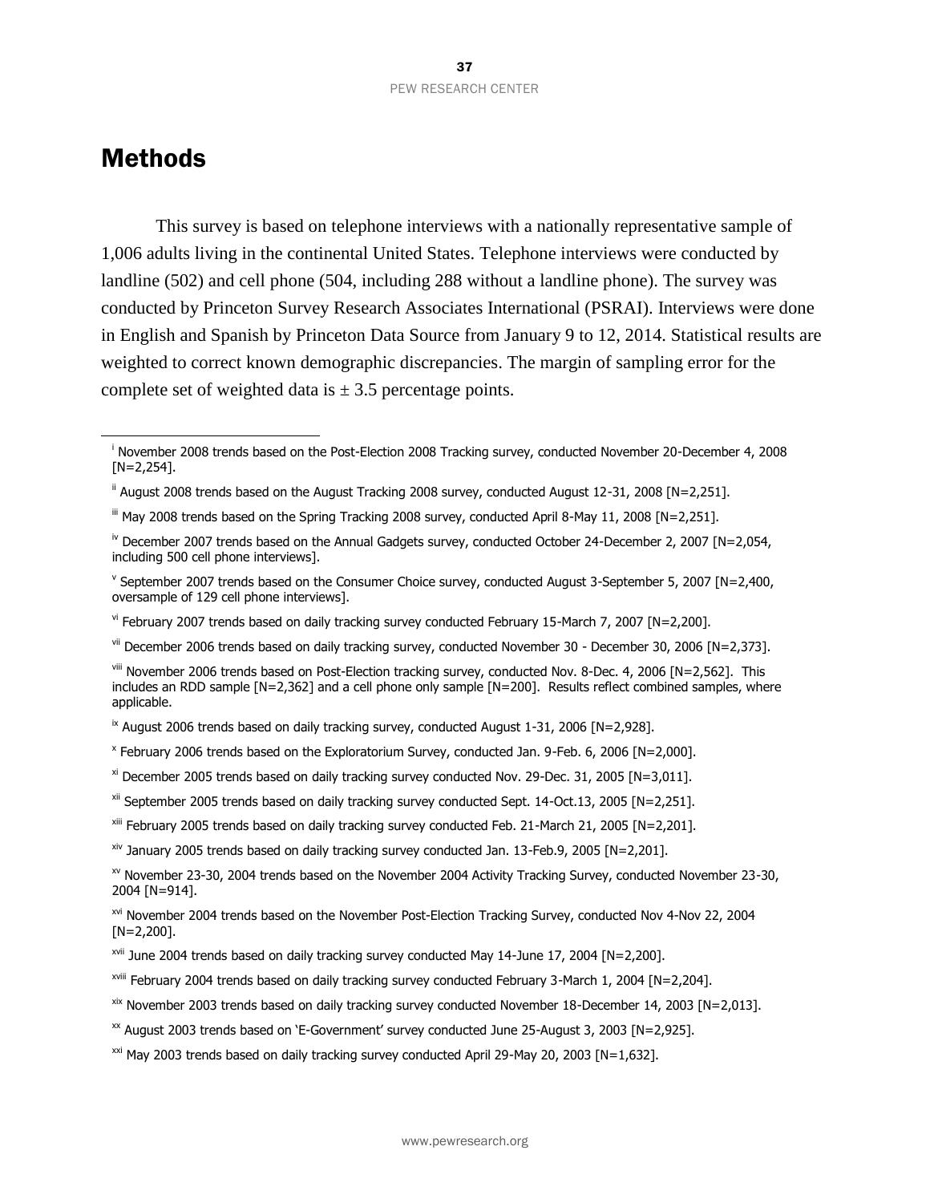# Methods

This survey is based on telephone interviews with a nationally representative sample of 1,006 adults living in the continental United States. Telephone interviews were conducted by landline (502) and cell phone (504, including 288 without a landline phone). The survey was conducted by Princeton Survey Research Associates International (PSRAI). Interviews were done in English and Spanish by Princeton Data Source from January 9 to 12, 2014. Statistical results are weighted to correct known demographic discrepancies. The margin of sampling error for the complete set of weighted data is ± 3.5 percentage points.

---

[i] November 2008 trends based on the Post-Election 2008 Tracking survey, conducted November 20-December 4, 2008 [N=2,254].

[ii] August 2008 trends based on the August Tracking 2008 survey, conducted August 12-31, 2008 [N=2,251].

[iii] May 2008 trends based on the Spring Tracking 2008 survey, conducted April 8-May 11, 2008 [N=2,251].

[iv] December 2007 trends based on the Annual Gadgets survey, conducted October 24-December 2, 2007 [N=2,054, including 500 cell phone interviews].

[v] September 2007 trends based on the Consumer Choice survey, conducted August 3-September 5, 2007 [N=2,400, oversample of 129 cell phone interviews].

[vi] February 2007 trends based on daily tracking survey conducted February 15-March 7, 2007 [N=2,200].

[vii] December 2006 trends based on daily tracking survey, conducted November 30 - December 30, 2006 [N=2,373].

[viii] November 2006 trends based on Post-Election tracking survey, conducted Nov. 8-Dec. 4, 2006 [N=2,562]. This includes an RDD sample [N=2,362] and a cell phone only sample [N=200]. Results reflect combined samples, where applicable.

[ix] August 2006 trends based on daily tracking survey, conducted August 1-31, 2006 [N=2,928].

[x] February 2006 trends based on the Exploratorium Survey, conducted Jan. 9-Feb. 6, 2006 [N=2,000].

[xi] December 2005 trends based on daily tracking survey conducted Nov. 29-Dec. 31, 2005 [N=3,011].

[xii] September 2005 trends based on daily tracking survey conducted Sept. 14-Oct.13, 2005 [N=2,251].

[xiii] February 2005 trends based on daily tracking survey conducted Feb. 21-March 21, 2005 [N=2,201].

[xiv] January 2005 trends based on daily tracking survey conducted Jan. 13-Feb.9, 2005 [N=2,201].

[xv] November 23-30, 2004 trends based on the November 2004 Activity Tracking Survey, conducted November 23-30, 2004 [N=914].

[xvi] November 2004 trends based on the November Post-Election Tracking Survey, conducted Nov 4-Nov 22, 2004 [N=2,200].

[xvii] June 2004 trends based on daily tracking survey conducted May 14-June 17, 2004 [N=2,200].

[xviii] February 2004 trends based on daily tracking survey conducted February 3-March 1, 2004 [N=2,204].

[xix] November 2003 trends based on daily tracking survey conducted November 18-December 14, 2003 [N=2,013].

[xx] August 2003 trends based on 'E-Government' survey conducted June 25-August 3, 2003 [N=2,925].

[xxi] May 2003 trends based on daily tracking survey conducted April 29-May 20, 2003 [N=1,632].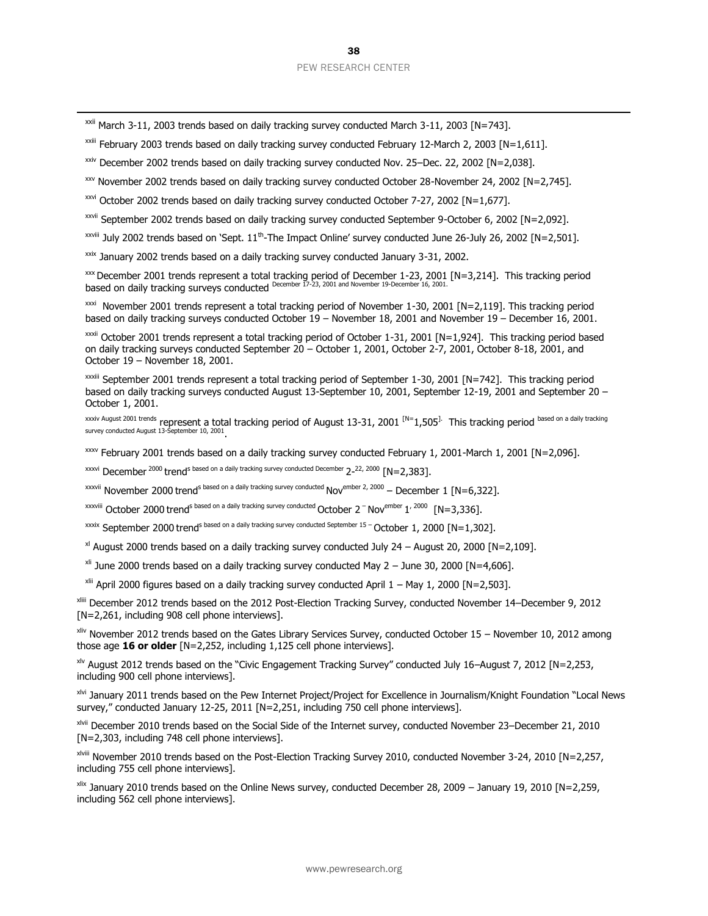[xxii] March 3-11, 2003 trends based on daily tracking survey conducted March 3-11, 2003 [N=743].

[xxiii] February 2003 trends based on daily tracking survey conducted February 12-March 2, 2003 [N=1,611].

[xxiv] December 2002 trends based on daily tracking survey conducted Nov. 25–Dec. 22, 2002 [N=2,038].

[xxv] November 2002 trends based on daily tracking survey conducted October 28-November 24, 2002 [N=2,745].

[xxvi] October 2002 trends based on daily tracking survey conducted October 7-27, 2002 [N=1,677].

[xxvii] September 2002 trends based on daily tracking survey conducted September 9-October 6, 2002 [N=2,092].

[xxviii] July 2002 trends based on 'Sept. 11th-The Impact Online' survey conducted June 26-July 26, 2002 [N=2,501].

[xxix] January 2002 trends based on a daily tracking survey conducted January 3-31, 2002.

[xxx] December 2001 trends represent a total tracking period of December 1-23, 2001 [N=3,214]. This tracking period based on daily tracking surveys conducted December 17-23, 2001 and November 19-December 16, 2001.

[xxxi] November 2001 trends represent a total tracking period of November 1-30, 2001 [N=2,119]. This tracking period based on daily tracking surveys conducted October 19 – November 18, 2001 and November 19 – December 16, 2001.

[xxxii] October 2001 trends represent a total tracking period of October 1-31, 2001 [N=1,924]. This tracking period based on daily tracking surveys conducted September 20 – October 1, 2001, October 2-7, 2001, October 8-18, 2001, and October 19 – November 18, 2001.

[xxxiii] September 2001 trends represent a total tracking period of September 1-30, 2001 [N=742]. This tracking period based on daily tracking surveys conducted August 13-September 10, 2001, September 12-19, 2001 and September 20 – October 1, 2001.

[xxxiv] August 2001 trends represent a total tracking period of August 13-31, 2001 [N=1,505]. This tracking period based on a daily tracking survey conducted August 13-September 10, 2001.

[xxxv] February 2001 trends based on a daily tracking survey conducted February 1, 2001-March 1, 2001 [N=2,096].

[xxxvi] December 2000 trends based on a daily tracking survey conducted December 2-22, 2000 [N=2,383].

[xxxvii] November 2000 trends based on a daily tracking survey conducted November 2, 2000 – December 1 [N=6,322].

[xxxviii] October 2000 trends based on a daily tracking survey conducted October 2 – November 1, 2000 [N=3,336].

[xxxix] September 2000 trends based on a daily tracking survey conducted September 15 – October 1, 2000 [N=1,302].

[xl] August 2000 trends based on a daily tracking survey conducted July 24 – August 20, 2000 [N=2,109].

[xli] June 2000 trends based on a daily tracking survey conducted May 2 – June 30, 2000 [N=4,606].

[xlii] April 2000 figures based on a daily tracking survey conducted April 1 – May 1, 2000 [N=2,503].

[xliii] December 2012 trends based on the 2012 Post-Election Tracking Survey, conducted November 14–December 9, 2012 [N=2,261, including 908 cell phone interviews].

[xliv] November 2012 trends based on the Gates Library Services Survey, conducted October 15 – November 10, 2012 among those age **16 or older** [N=2,252, including 1,125 cell phone interviews].

[xlv] August 2012 trends based on the "Civic Engagement Tracking Survey" conducted July 16–August 7, 2012 [N=2,253, including 900 cell phone interviews].

[xlvi] January 2011 trends based on the Pew Internet Project/Project for Excellence in Journalism/Knight Foundation "Local News survey," conducted January 12-25, 2011 [N=2,251, including 750 cell phone interviews].

[xlvii] December 2010 trends based on the Social Side of the Internet survey, conducted November 23–December 21, 2010 [N=2,303, including 748 cell phone interviews].

[xlviii] November 2010 trends based on the Post-Election Tracking Survey 2010, conducted November 3-24, 2010 [N=2,257, including 755 cell phone interviews].

[xlix] January 2010 trends based on the Online News survey, conducted December 28, 2009 – January 19, 2010 [N=2,259, including 562 cell phone interviews].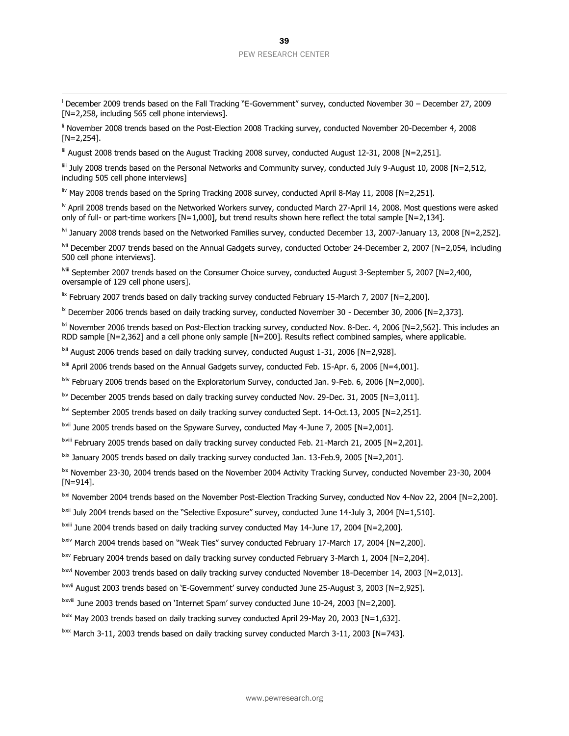[l] December 2009 trends based on the Fall Tracking "E-Government" survey, conducted November 30 – December 27, 2009 [N=2,258, including 565 cell phone interviews].

[li] November 2008 trends based on the Post-Election 2008 Tracking survey, conducted November 20-December 4, 2008 [N=2,254].

[lii] August 2008 trends based on the August Tracking 2008 survey, conducted August 12-31, 2008 [N=2,251].

[liii] July 2008 trends based on the Personal Networks and Community survey, conducted July 9-August 10, 2008 [N=2,512, including 505 cell phone interviews]

[liv] May 2008 trends based on the Spring Tracking 2008 survey, conducted April 8-May 11, 2008 [N=2,251].

[lv] April 2008 trends based on the Networked Workers survey, conducted March 27-April 14, 2008. Most questions were asked only of full- or part-time workers [N=1,000], but trend results shown here reflect the total sample [N=2,134].

[lvi] January 2008 trends based on the Networked Families survey, conducted December 13, 2007-January 13, 2008 [N=2,252].

[lvii] December 2007 trends based on the Annual Gadgets survey, conducted October 24-December 2, 2007 [N=2,054, including 500 cell phone interviews].

[lviii] September 2007 trends based on the Consumer Choice survey, conducted August 3-September 5, 2007 [N=2,400, oversample of 129 cell phone users].

[lix] February 2007 trends based on daily tracking survey conducted February 15-March 7, 2007 [N=2,200].

[lx] December 2006 trends based on daily tracking survey, conducted November 30 - December 30, 2006 [N=2,373].

[lxi] November 2006 trends based on Post-Election tracking survey, conducted Nov. 8-Dec. 4, 2006 [N=2,562]. This includes an RDD sample [N=2,362] and a cell phone only sample [N=200]. Results reflect combined samples, where applicable.

[lxii] August 2006 trends based on daily tracking survey, conducted August 1-31, 2006 [N=2,928].

[lxiii] April 2006 trends based on the Annual Gadgets survey, conducted Feb. 15-Apr. 6, 2006 [N=4,001].

[lxiv] February 2006 trends based on the Exploratorium Survey, conducted Jan. 9-Feb. 6, 2006 [N=2,000].

[lxv] December 2005 trends based on daily tracking survey conducted Nov. 29-Dec. 31, 2005 [N=3,011].

[lxvi] September 2005 trends based on daily tracking survey conducted Sept. 14-Oct.13, 2005 [N=2,251].

[lxvii] June 2005 trends based on the Spyware Survey, conducted May 4-June 7, 2005 [N=2,001].

[lxviii] February 2005 trends based on daily tracking survey conducted Feb. 21-March 21, 2005 [N=2,201].

[lxix] January 2005 trends based on daily tracking survey conducted Jan. 13-Feb.9, 2005 [N=2,201].

[lxx] November 23-30, 2004 trends based on the November 2004 Activity Tracking Survey, conducted November 23-30, 2004 [N=914].

[lxxi] November 2004 trends based on the November Post-Election Tracking Survey, conducted Nov 4-Nov 22, 2004 [N=2,200].

[lxxii] July 2004 trends based on the "Selective Exposure" survey, conducted June 14-July 3, 2004 [N=1,510].

[lxxiii] June 2004 trends based on daily tracking survey conducted May 14-June 17, 2004 [N=2,200].

[lxxiv] March 2004 trends based on "Weak Ties" survey conducted February 17-March 17, 2004 [N=2,200].

[lxxv] February 2004 trends based on daily tracking survey conducted February 3-March 1, 2004 [N=2,204].

[lxxvi] November 2003 trends based on daily tracking survey conducted November 18-December 14, 2003 [N=2,013].

[lxxvii] August 2003 trends based on 'E-Government' survey conducted June 25-August 3, 2003 [N=2,925].

[lxxviii] June 2003 trends based on 'Internet Spam' survey conducted June 10-24, 2003 [N=2,200].

[lxxix] May 2003 trends based on daily tracking survey conducted April 29-May 20, 2003 [N=1,632].

[lxxx] March 3-11, 2003 trends based on daily tracking survey conducted March 3-11, 2003 [N=743].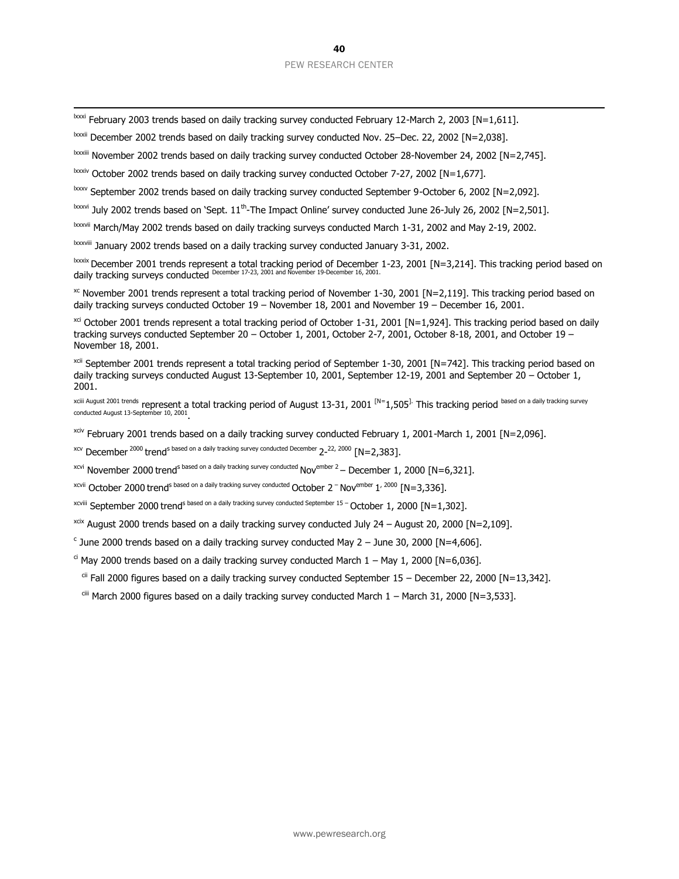[lxxxi] February 2003 trends based on daily tracking survey conducted February 12-March 2, 2003 [N=1,611].

[lxxxii] December 2002 trends based on daily tracking survey conducted Nov. 25–Dec. 22, 2002 [N=2,038].

[lxxxiii] November 2002 trends based on daily tracking survey conducted October 28-November 24, 2002 [N=2,745].

[lxxxiv] October 2002 trends based on daily tracking survey conducted October 7-27, 2002 [N=1,677].

[lxxxv] September 2002 trends based on daily tracking survey conducted September 9-October 6, 2002 [N=2,092].

[lxxxvi] July 2002 trends based on 'Sept. 11th-The Impact Online' survey conducted June 26-July 26, 2002 [N=2,501].

[lxxxvii] March/May 2002 trends based on daily tracking surveys conducted March 1-31, 2002 and May 2-19, 2002.

[lxxxviii] January 2002 trends based on a daily tracking survey conducted January 3-31, 2002.

[lxxxix] December 2001 trends represent a total tracking period of December 1-23, 2001 [N=3,214]. This tracking period based on daily tracking surveys conducted December 17-23, 2001 and November 19-December 16, 2001.

[xc] November 2001 trends represent a total tracking period of November 1-30, 2001 [N=2,119]. This tracking period based on daily tracking surveys conducted October 19 – November 18, 2001 and November 19 – December 16, 2001.

[xci] October 2001 trends represent a total tracking period of October 1-31, 2001 [N=1,924]. This tracking period based on daily tracking surveys conducted September 20 – October 1, 2001, October 2-7, 2001, October 8-18, 2001, and October 19 – November 18, 2001.

[xcii] September 2001 trends represent a total tracking period of September 1-30, 2001 [N=742]. This tracking period based on daily tracking surveys conducted August 13-September 10, 2001, September 12-19, 2001 and September 20 – October 1, 2001.

[xciii] August 2001 trends represent a total tracking period of August 13-31, 2001 [N=1,505]. This tracking period based on a daily tracking survey conducted August 13-September 10, 2001.

[xciv] February 2001 trends based on a daily tracking survey conducted February 1, 2001-March 1, 2001 [N=2,096].

[xcv] December 2000 trends based on a daily tracking survey conducted December 2-22, 2000 [N=2,383].

[xcvi] November 2000 trends based on a daily tracking survey conducted November 2 – December 1, 2000 [N=6,321].

[xcvii] October 2000 trends based on a daily tracking survey conducted October 2 – November 1, 2000 [N=3,336].

[xcviii] September 2000 trends based on a daily tracking survey conducted September 15 – October 1, 2000 [N=1,302].

[xcix] August 2000 trends based on a daily tracking survey conducted July 24 – August 20, 2000 [N=2,109].

[c] June 2000 trends based on a daily tracking survey conducted May 2 – June 30, 2000 [N=4,606].

[ci] May 2000 trends based on a daily tracking survey conducted March 1 – May 1, 2000 [N=6,036].

[cii] Fall 2000 figures based on a daily tracking survey conducted September 15 – December 22, 2000 [N=13,342].

[ciii] March 2000 figures based on a daily tracking survey conducted March 1 – March 31, 2000 [N=3,533].